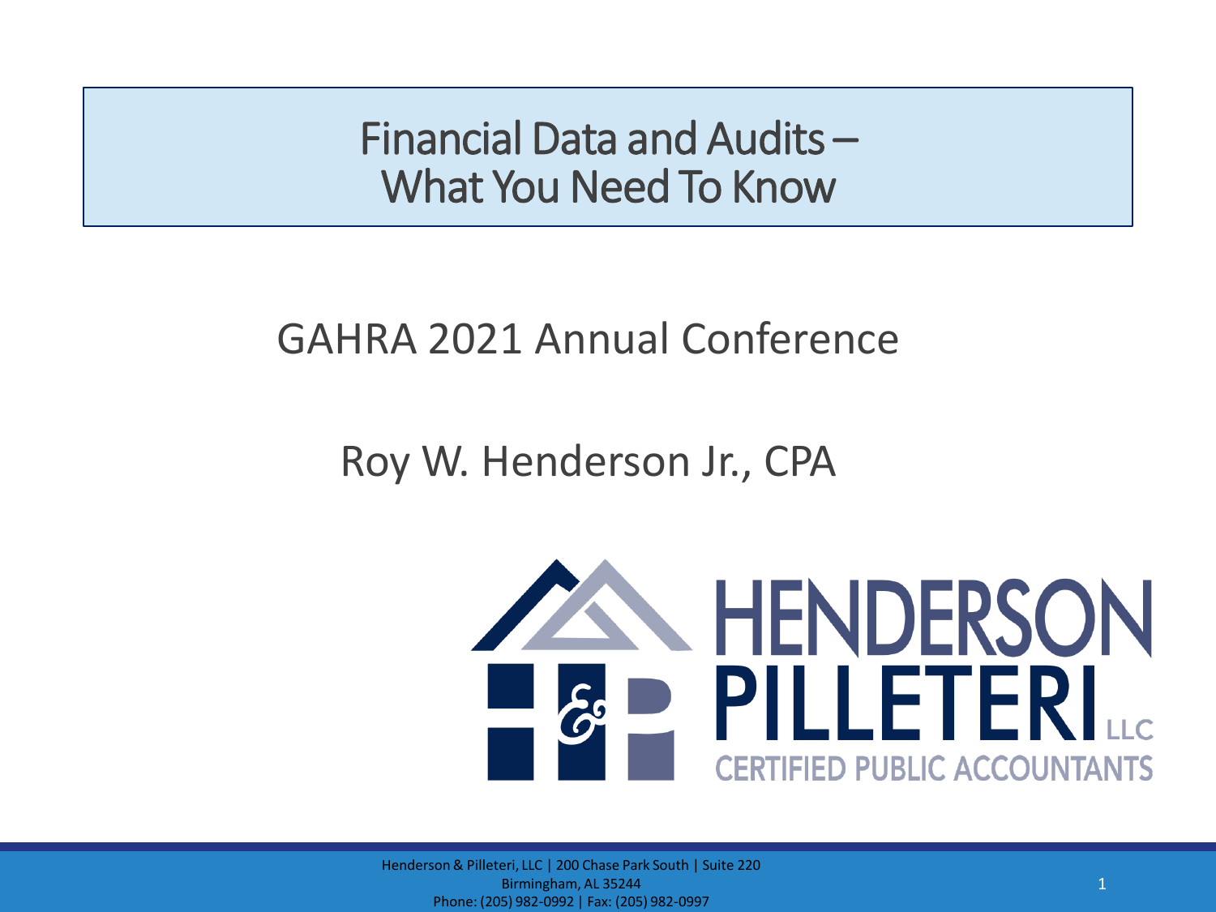# Financial Data and Audits – What You Need To Know

GAHRA 2021 Annual Conference

Roy W. Henderson Jr., CPA

HENDERSON PILLETERI LLC
CERTIFIED PUBLIC ACCOUNTANTS

Henderson & Pilleteri, LLC | 200 Chase Park South | Suite 220
Birmingham, AL 35244
Phone: (205) 982-0992 | Fax: (205) 982-0997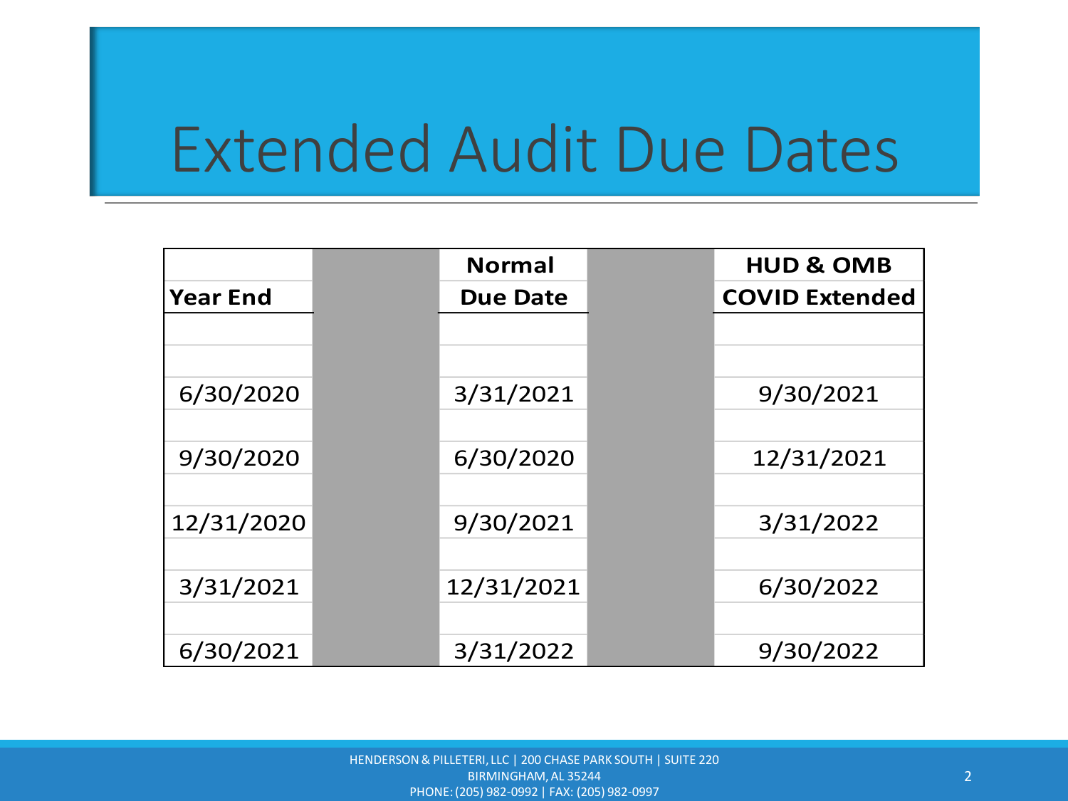# Extended Audit Due Dates

| Year End | Normal Due Date | HUD & OMB COVID Extended |
|---|---|---|
| 6/30/2020 | 3/31/2021 | 9/30/2021 |
| 9/30/2020 | 6/30/2020 | 12/31/2021 |
| 12/31/2020 | 9/30/2021 | 3/31/2022 |
| 3/31/2021 | 12/31/2021 | 6/30/2022 |
| 6/30/2021 | 3/31/2022 | 9/30/2022 |

HENDERSON & PILLETERI, LLC | 200 CHASE PARK SOUTH | SUITE 220
BIRMINGHAM, AL 35244
PHONE: (205) 982-0992 | FAX: (205) 982-0997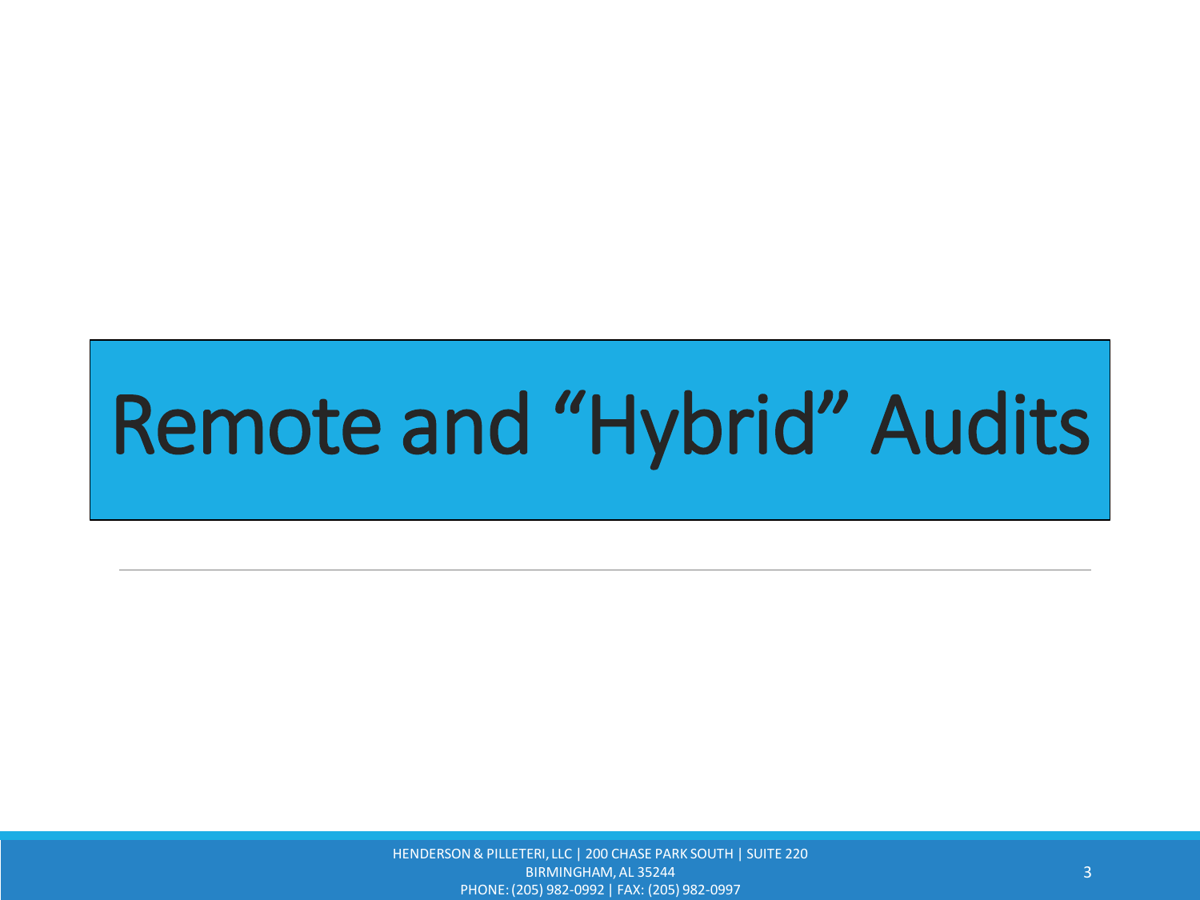# Remote and "Hybrid" Audits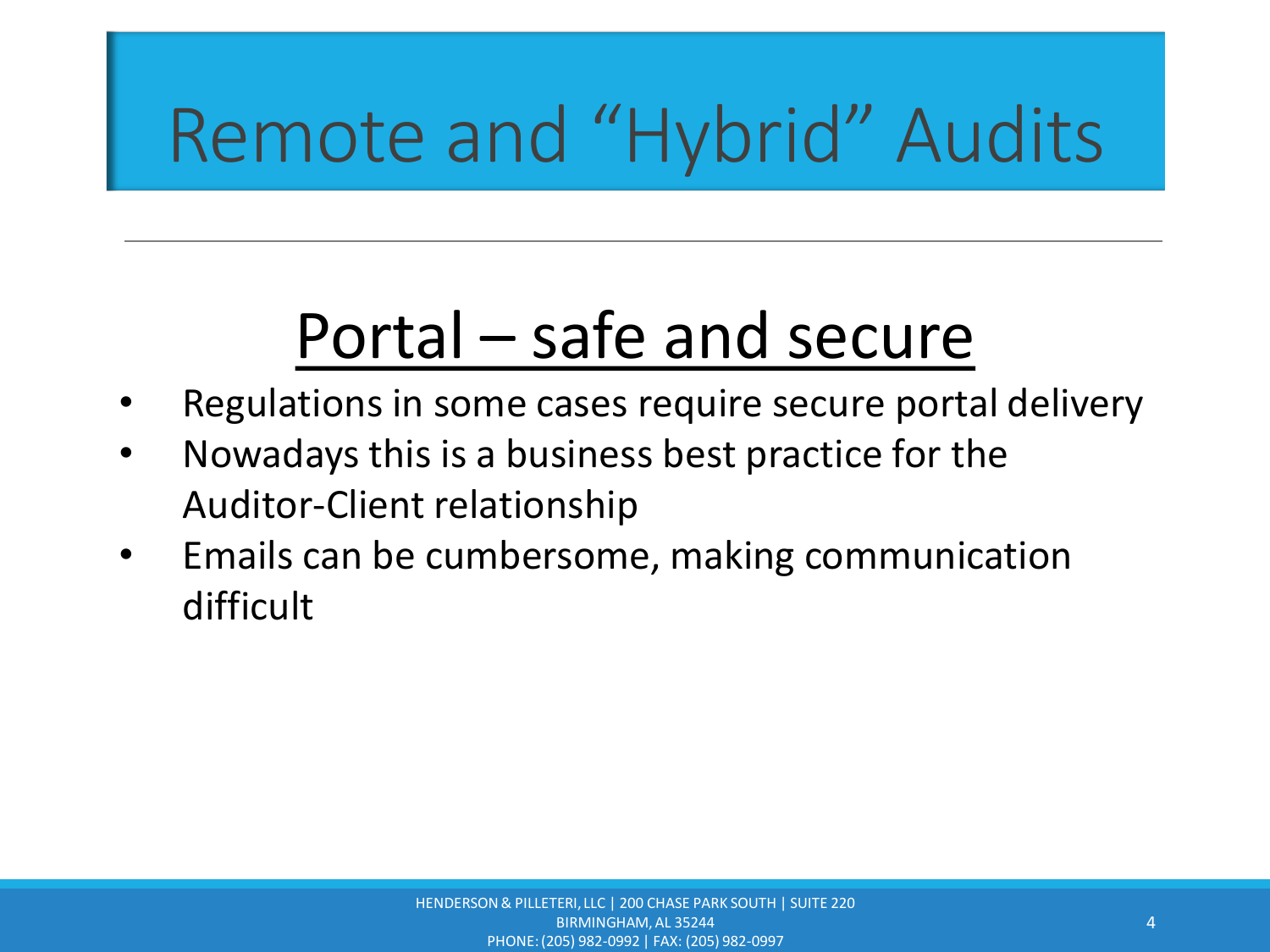# Remote and "Hybrid" Audits

## Portal – safe and secure

- Regulations in some cases require secure portal delivery
- Nowadays this is a business best practice for the Auditor-Client relationship
- Emails can be cumbersome, making communication difficult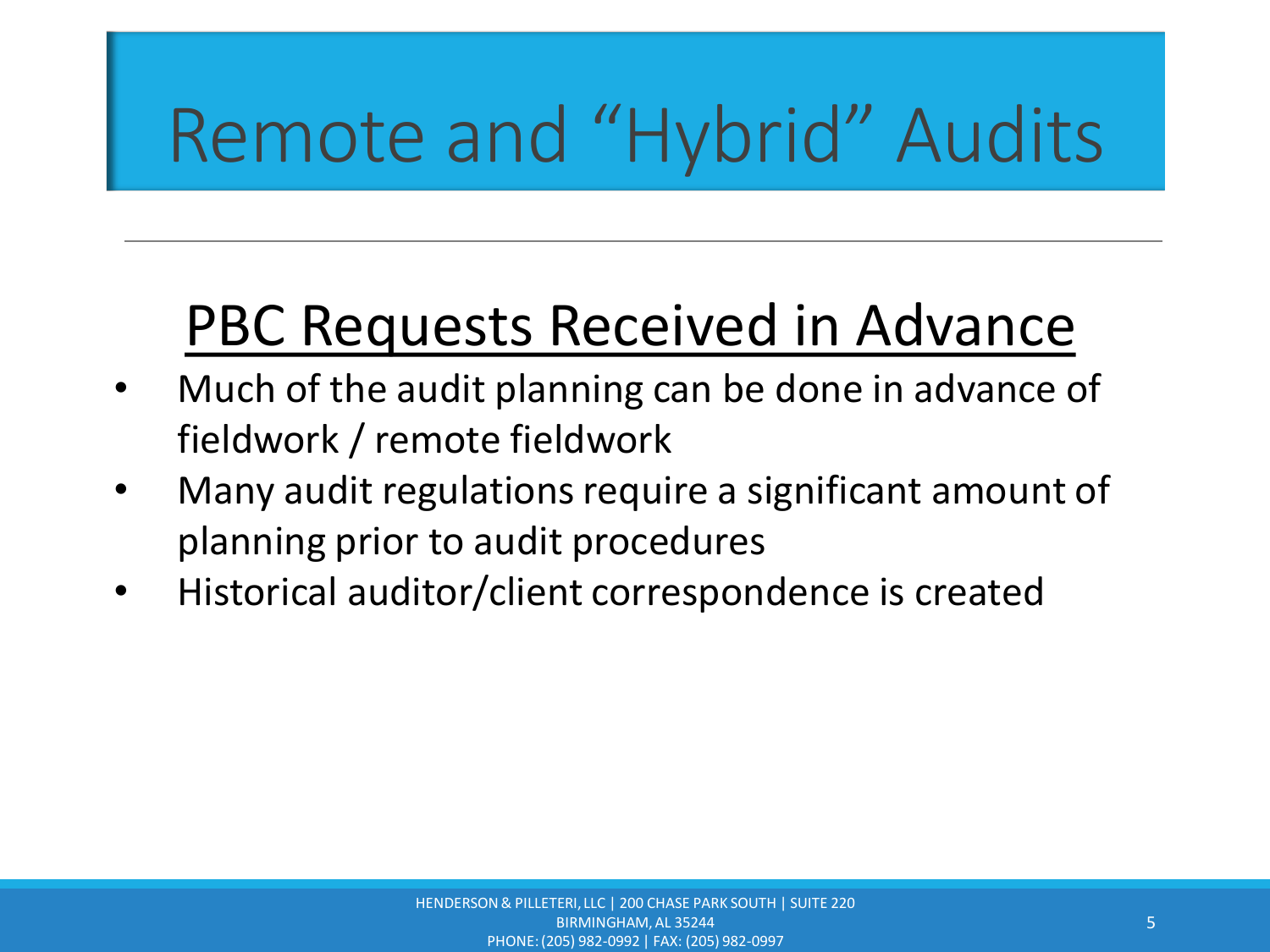# Remote and “Hybrid” Audits

## PBC Requests Received in Advance

- Much of the audit planning can be done in advance of fieldwork / remote fieldwork
- Many audit regulations require a significant amount of planning prior to audit procedures
- Historical auditor/client correspondence is created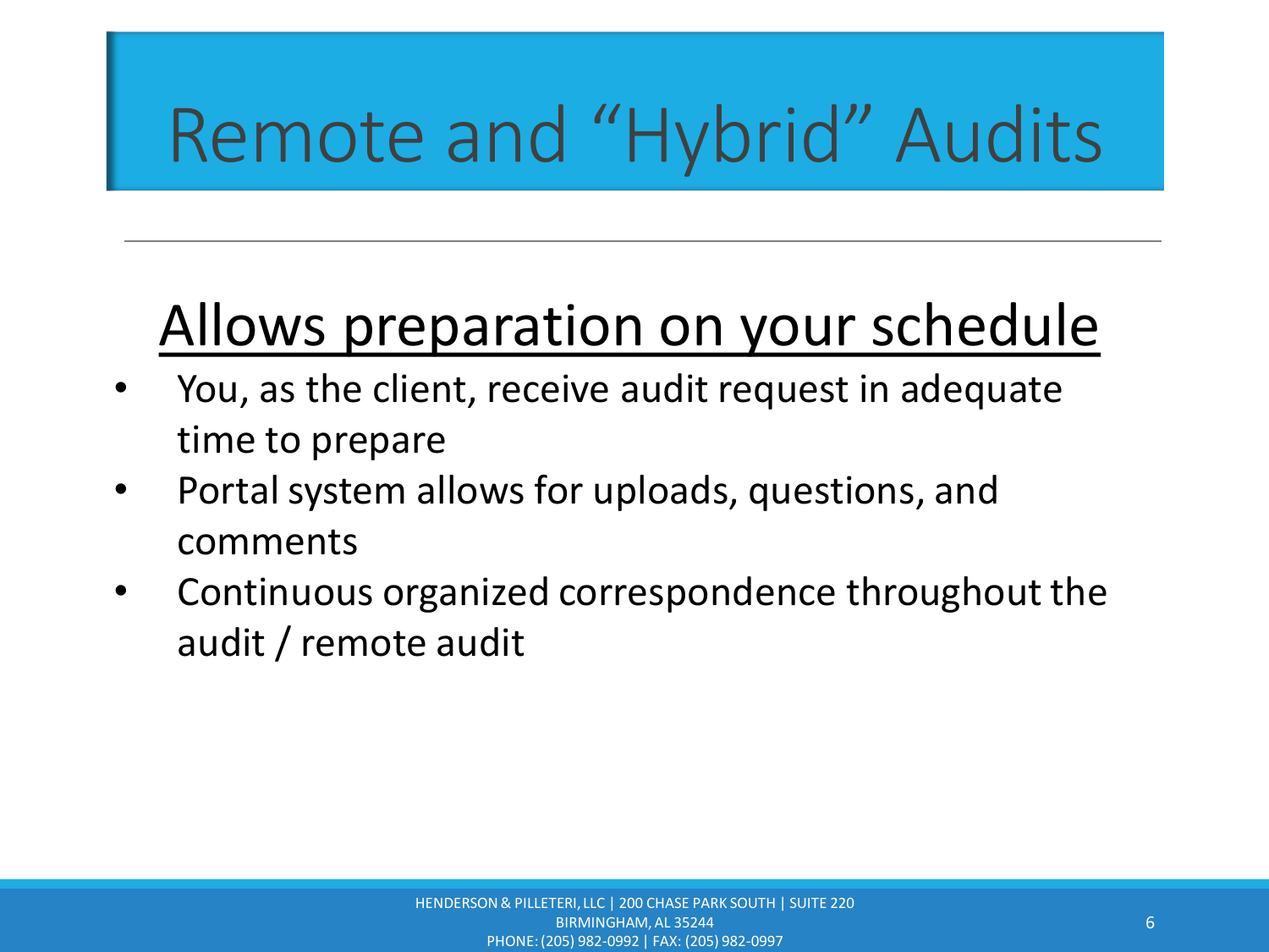# Remote and "Hybrid" Audits

## Allows preparation on your schedule

- You, as the client, receive audit request in adequate time to prepare
- Portal system allows for uploads, questions, and comments
- Continuous organized correspondence throughout the audit / remote audit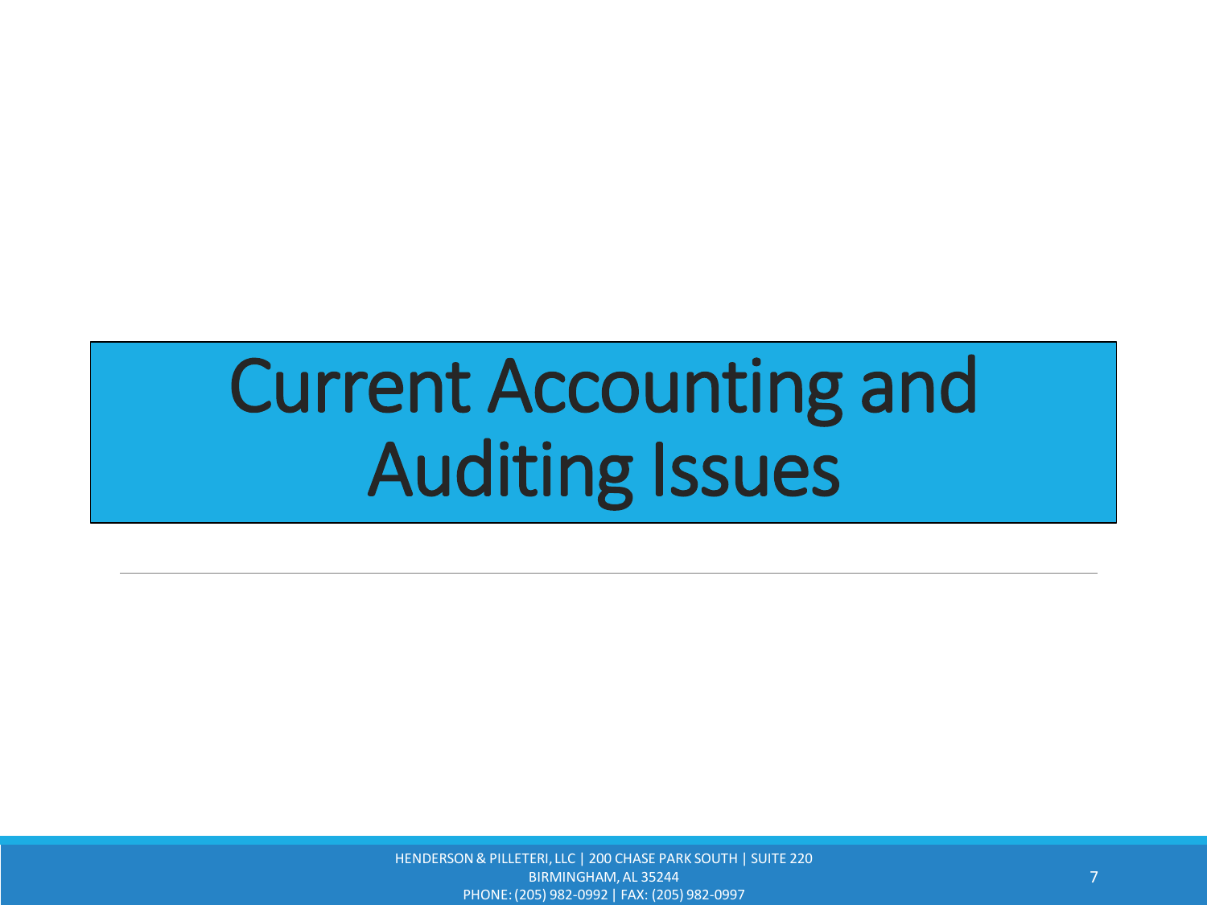# Current Accounting and Auditing Issues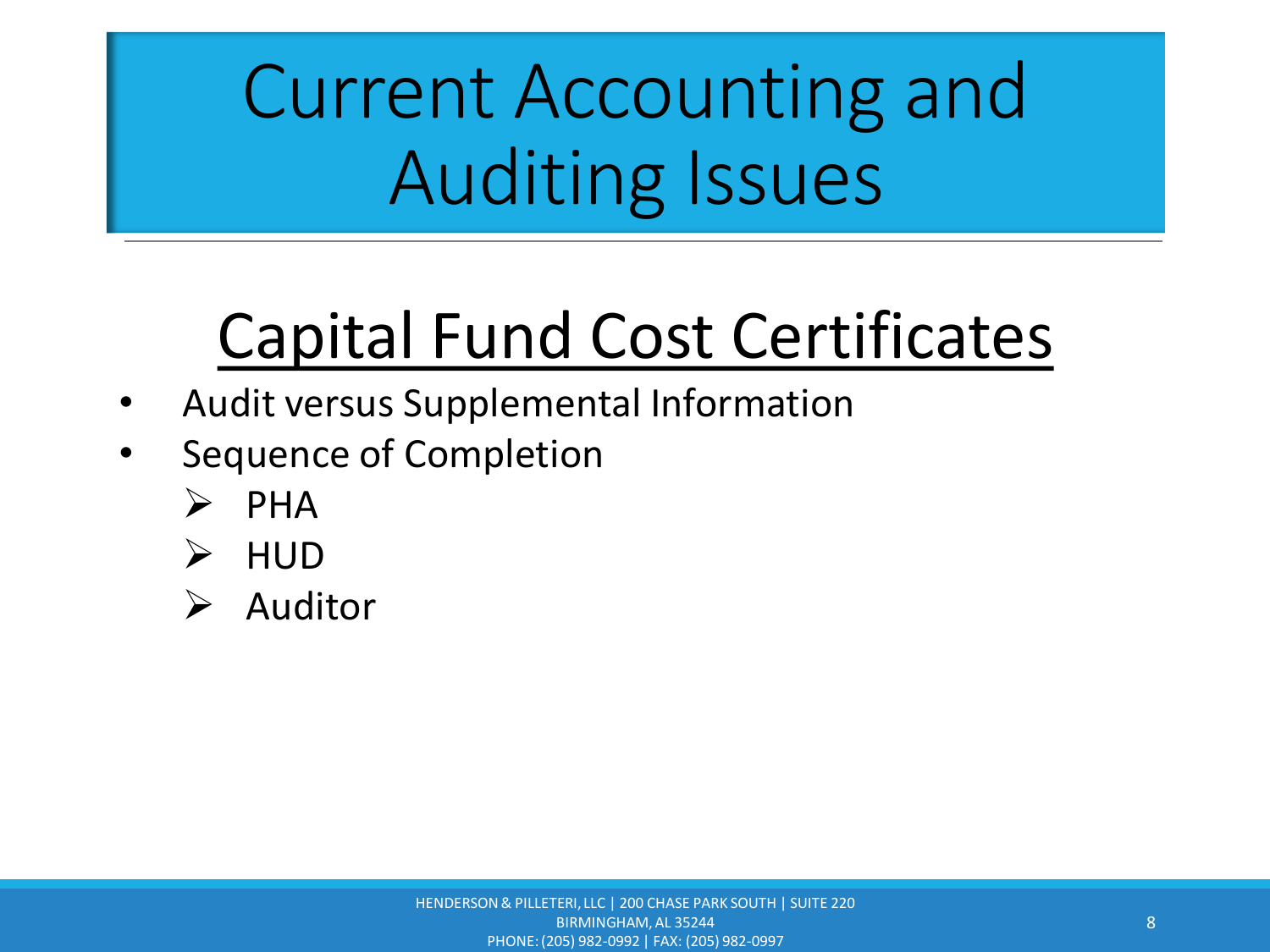# Current Accounting and Auditing Issues

## Capital Fund Cost Certificates

- Audit versus Supplemental Information
- Sequence of Completion
  - PHA
  - HUD
  - Auditor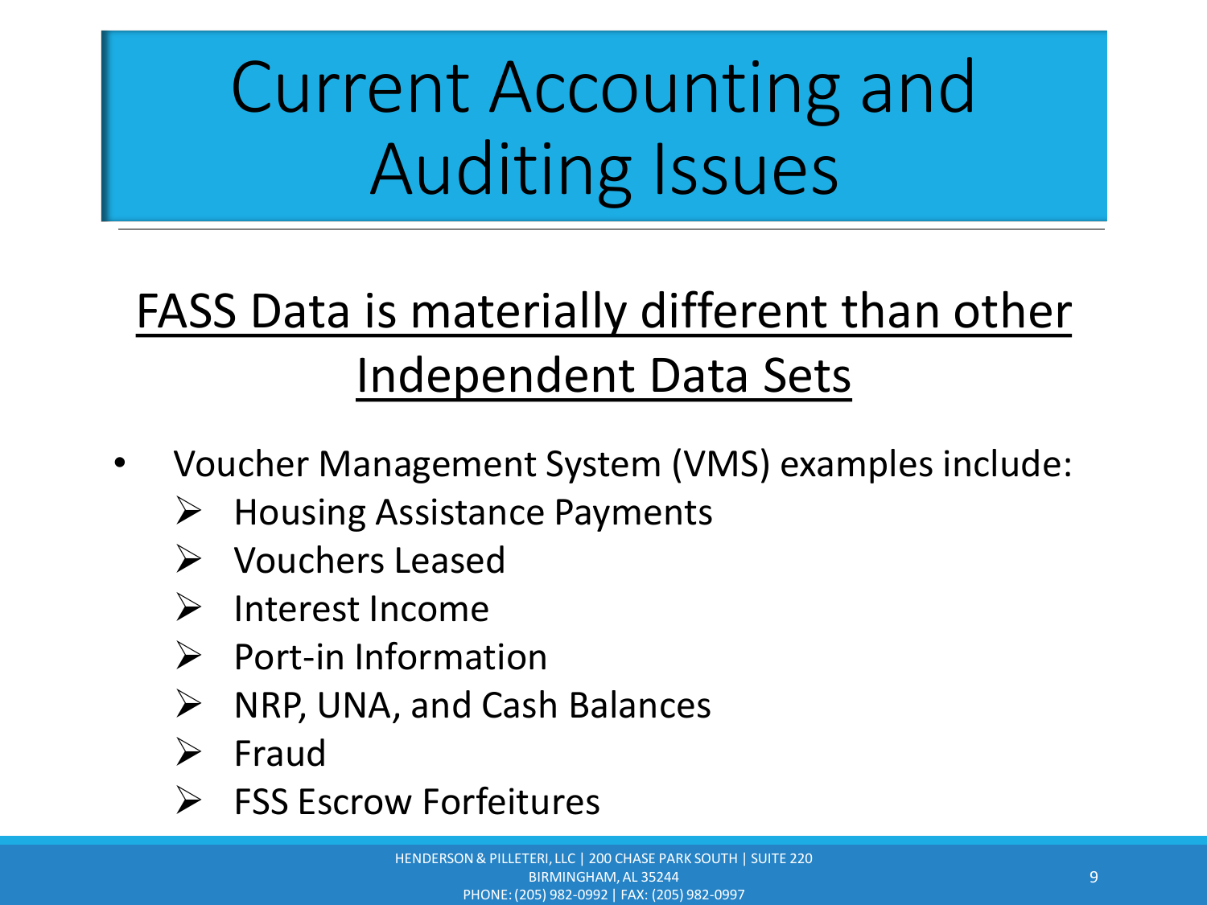# Current Accounting and Auditing Issues

## FASS Data is materially different than other Independent Data Sets

- Voucher Management System (VMS) examples include:
  - Housing Assistance Payments
  - Vouchers Leased
  - Interest Income
  - Port-in Information
  - NRP, UNA, and Cash Balances
  - Fraud
  - FSS Escrow Forfeitures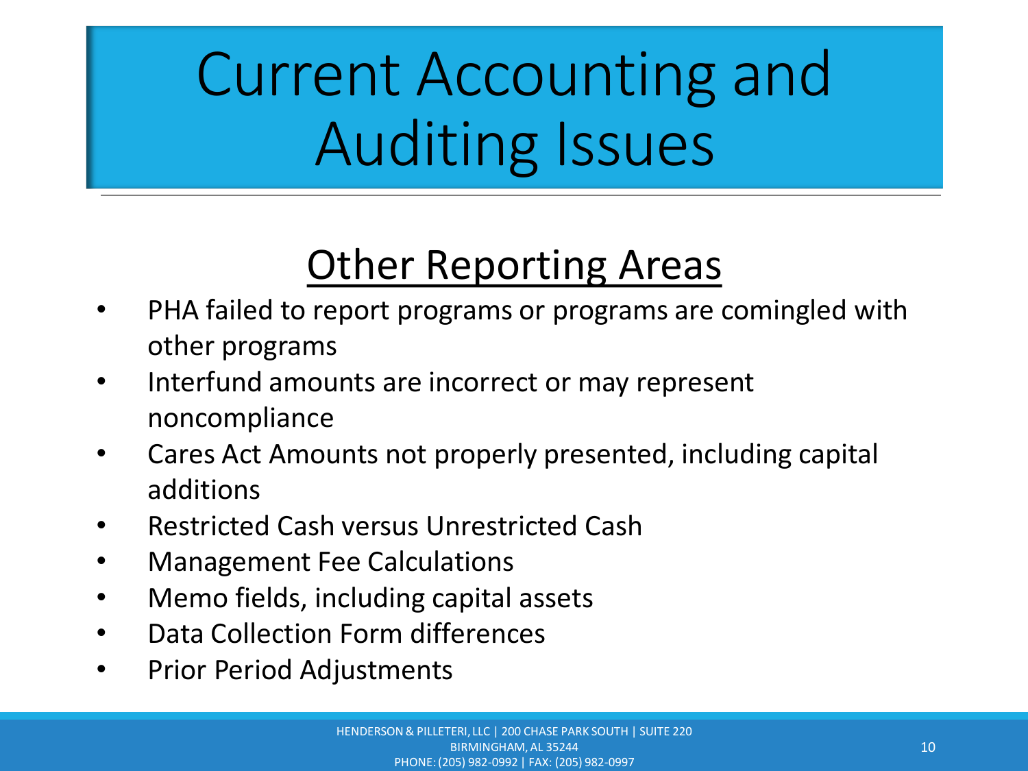# Current Accounting and Auditing Issues

## Other Reporting Areas

- PHA failed to report programs or programs are comingled with other programs
- Interfund amounts are incorrect or may represent noncompliance
- Cares Act Amounts not properly presented, including capital additions
- Restricted Cash versus Unrestricted Cash
- Management Fee Calculations
- Memo fields, including capital assets
- Data Collection Form differences
- Prior Period Adjustments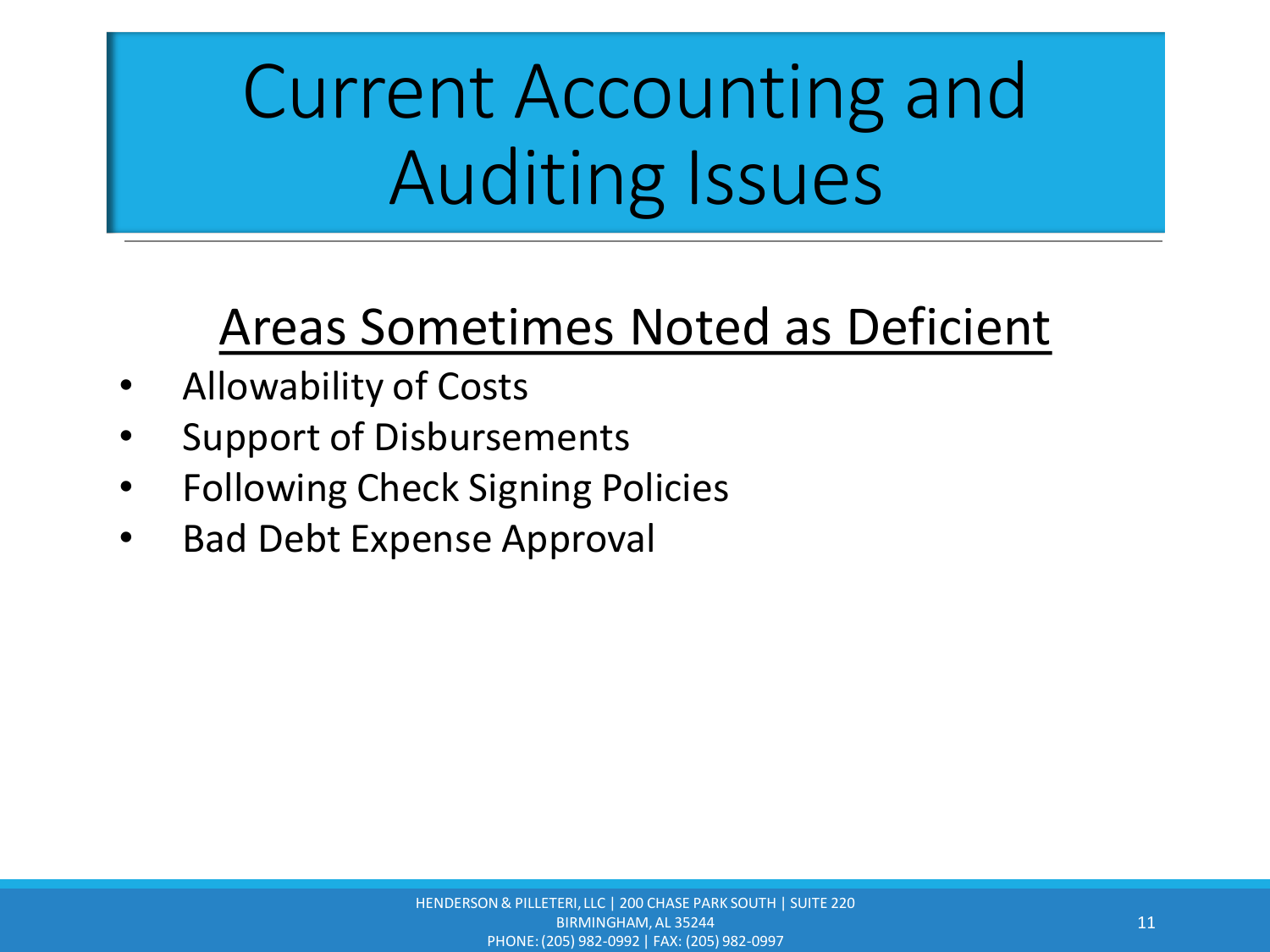# Current Accounting and Auditing Issues

## Areas Sometimes Noted as Deficient

- Allowability of Costs
- Support of Disbursements
- Following Check Signing Policies
- Bad Debt Expense Approval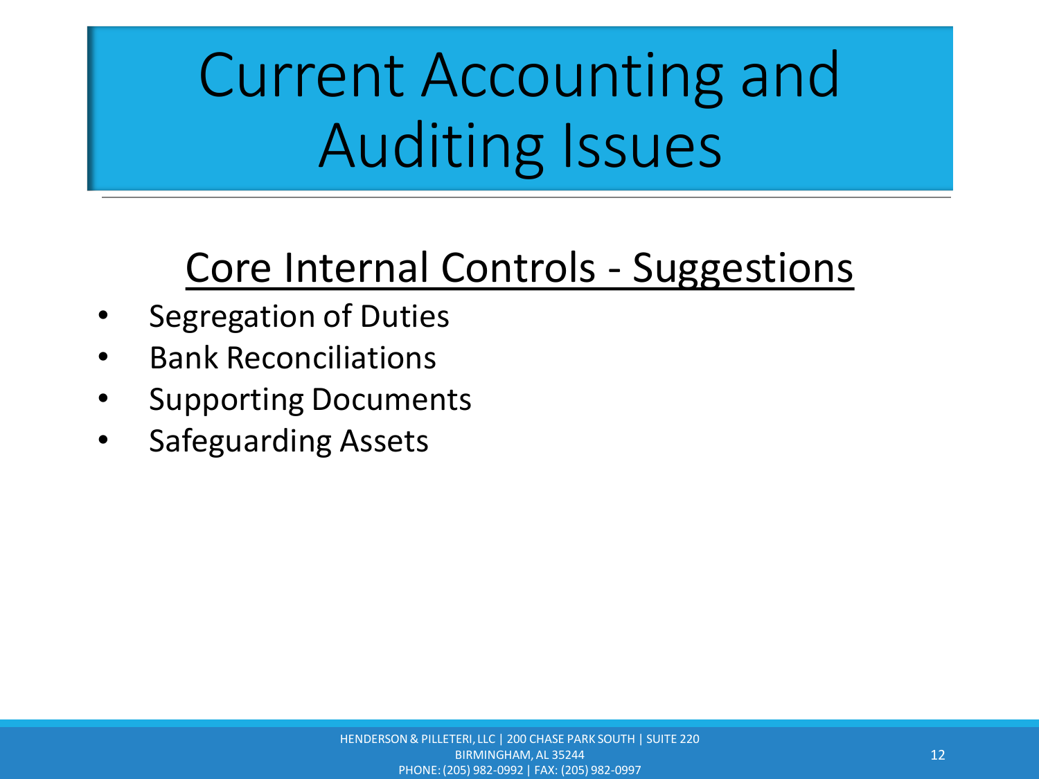# Current Accounting and Auditing Issues

## <u>Core Internal Controls - Suggestions</u>

- Segregation of Duties
- Bank Reconciliations
- Supporting Documents
- Safeguarding Assets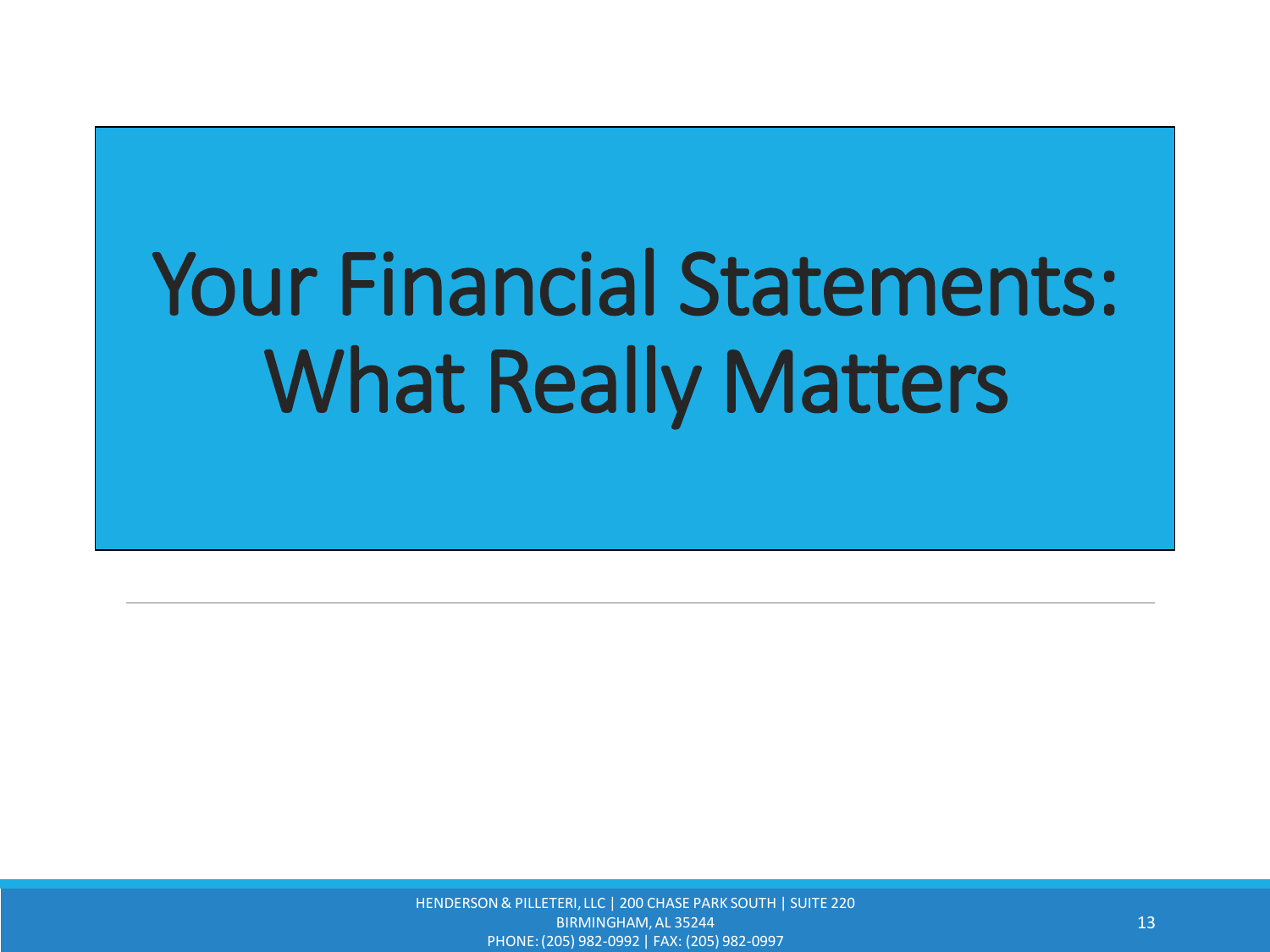# Your Financial Statements: What Really Matters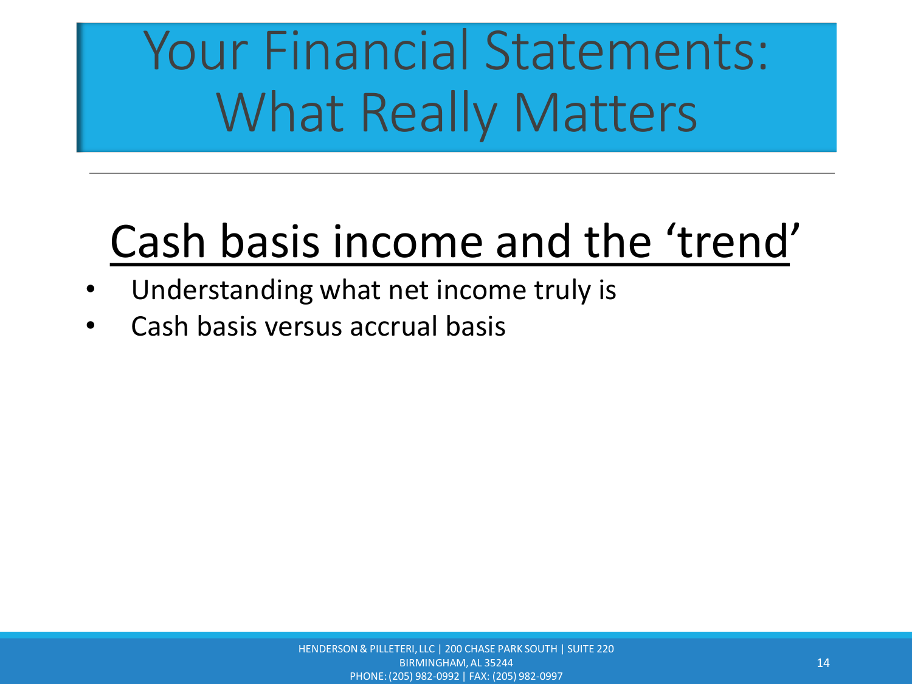# Your Financial Statements: What Really Matters

## Cash basis income and the 'trend'

- Understanding what net income truly is
- Cash basis versus accrual basis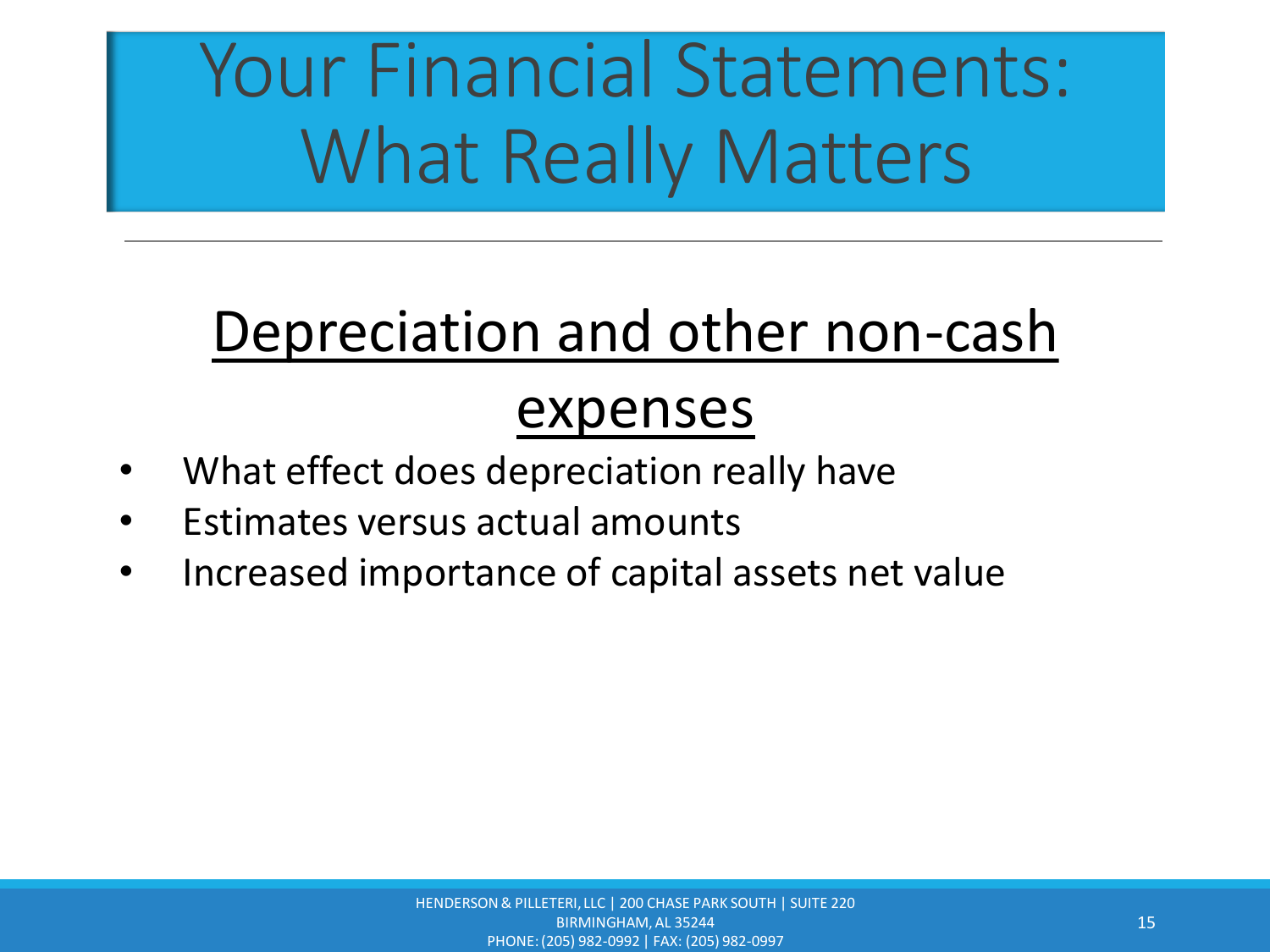# Your Financial Statements: What Really Matters

## Depreciation and other non-cash expenses

- What effect does depreciation really have
- Estimates versus actual amounts
- Increased importance of capital assets net value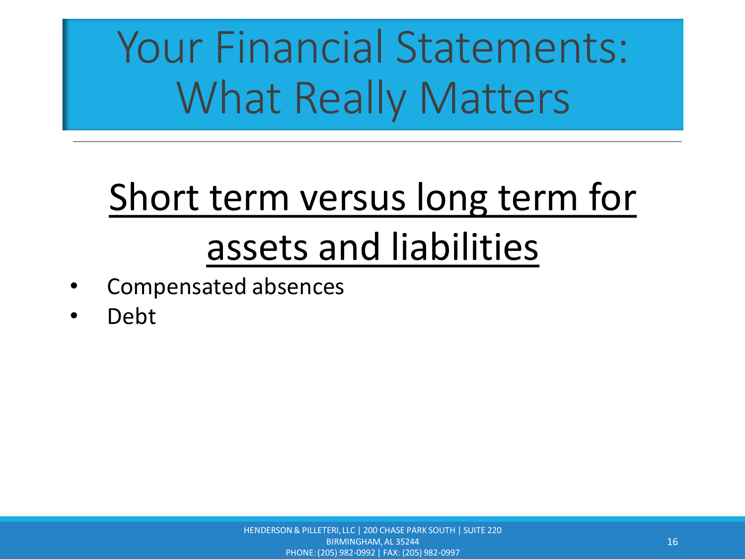# Your Financial Statements: What Really Matters

## Short term versus long term for assets and liabilities

- Compensated absences
- Debt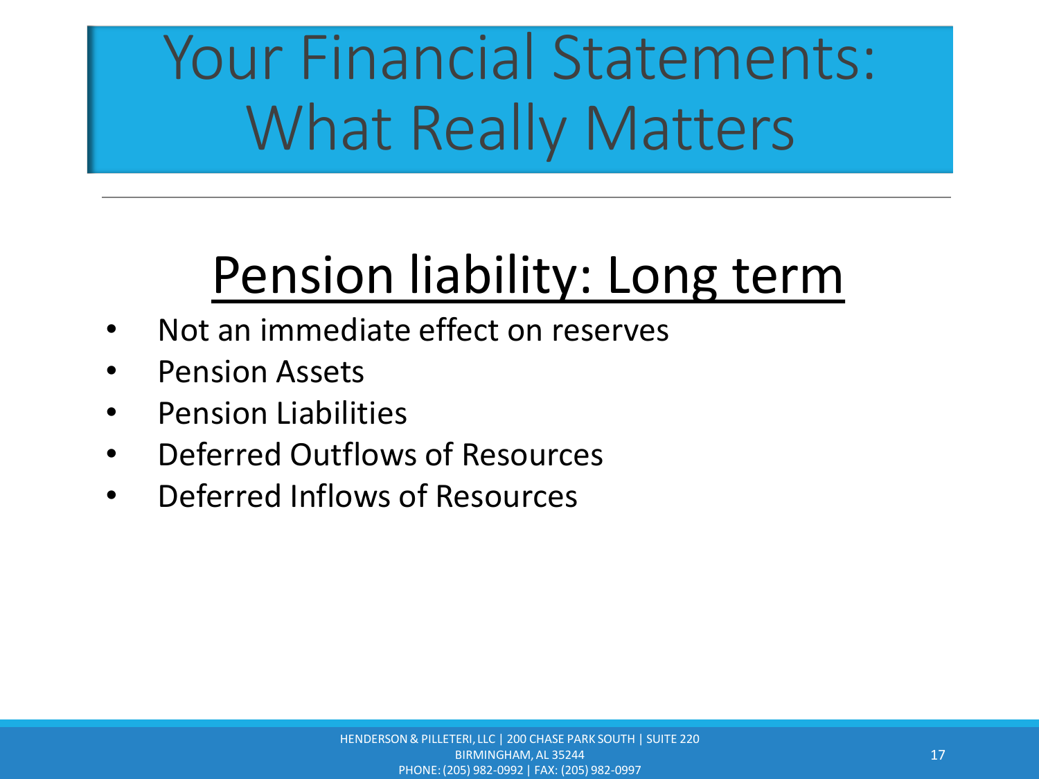# Your Financial Statements: What Really Matters

## Pension liability: Long term

- Not an immediate effect on reserves
- Pension Assets
- Pension Liabilities
- Deferred Outflows of Resources
- Deferred Inflows of Resources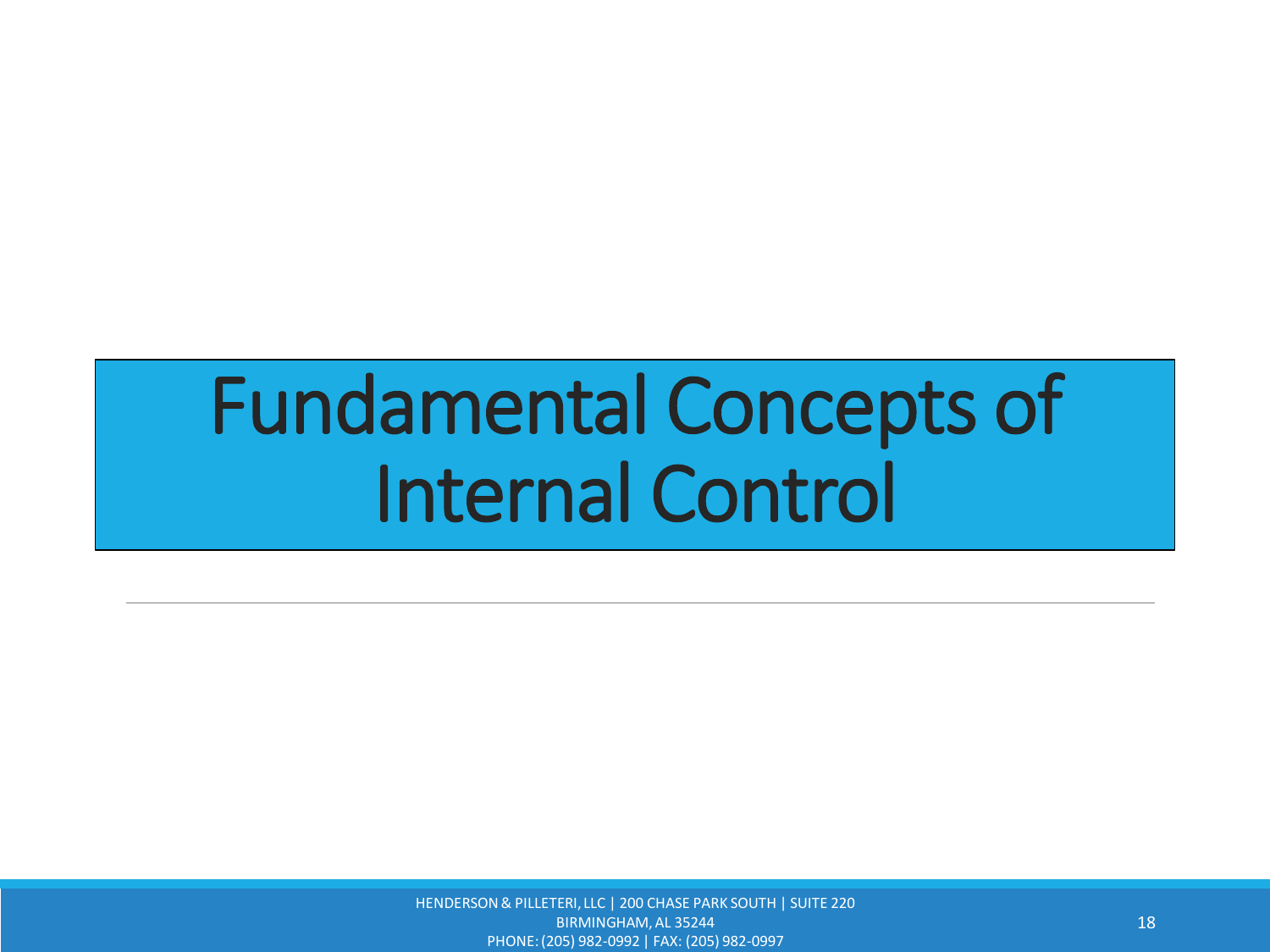# Fundamental Concepts of Internal Control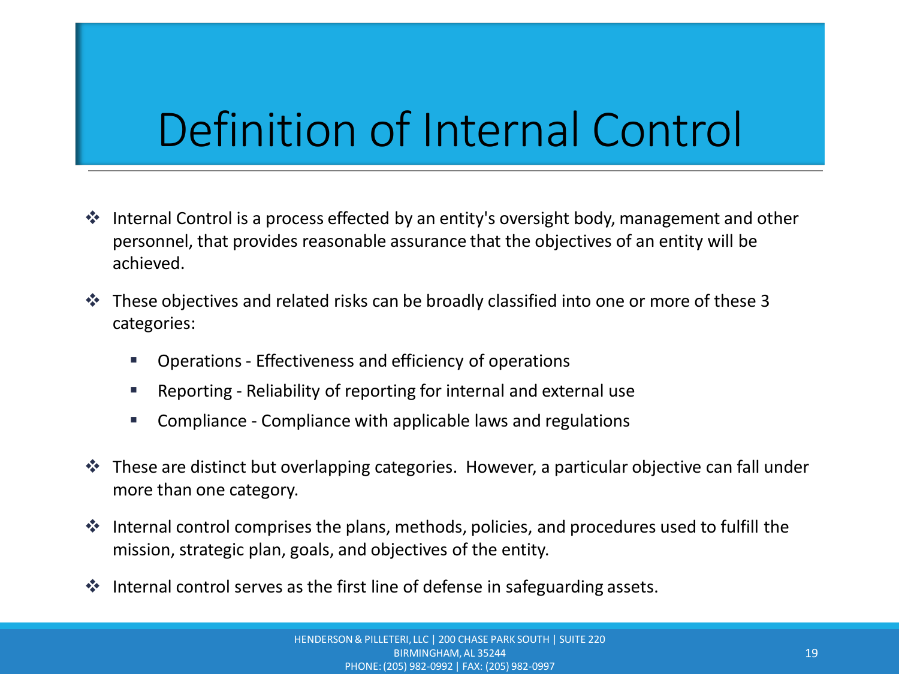# Definition of Internal Control

- Internal Control is a process effected by an entity's oversight body, management and other personnel, that provides reasonable assurance that the objectives of an entity will be achieved.
- These objectives and related risks can be broadly classified into one or more of these 3 categories:
  - Operations - Effectiveness and efficiency of operations
  - Reporting - Reliability of reporting for internal and external use
  - Compliance - Compliance with applicable laws and regulations
- These are distinct but overlapping categories. However, a particular objective can fall under more than one category.
- Internal control comprises the plans, methods, policies, and procedures used to fulfill the mission, strategic plan, goals, and objectives of the entity.
- Internal control serves as the first line of defense in safeguarding assets.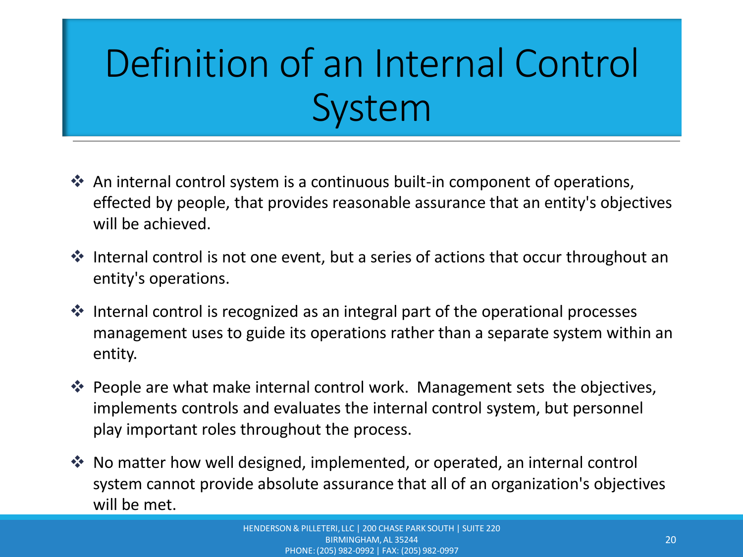# Definition of an Internal Control System

- An internal control system is a continuous built-in component of operations, effected by people, that provides reasonable assurance that an entity's objectives will be achieved.
- Internal control is not one event, but a series of actions that occur throughout an entity's operations.
- Internal control is recognized as an integral part of the operational processes management uses to guide its operations rather than a separate system within an entity.
- People are what make internal control work. Management sets the objectives, implements controls and evaluates the internal control system, but personnel play important roles throughout the process.
- No matter how well designed, implemented, or operated, an internal control system cannot provide absolute assurance that all of an organization's objectives will be met.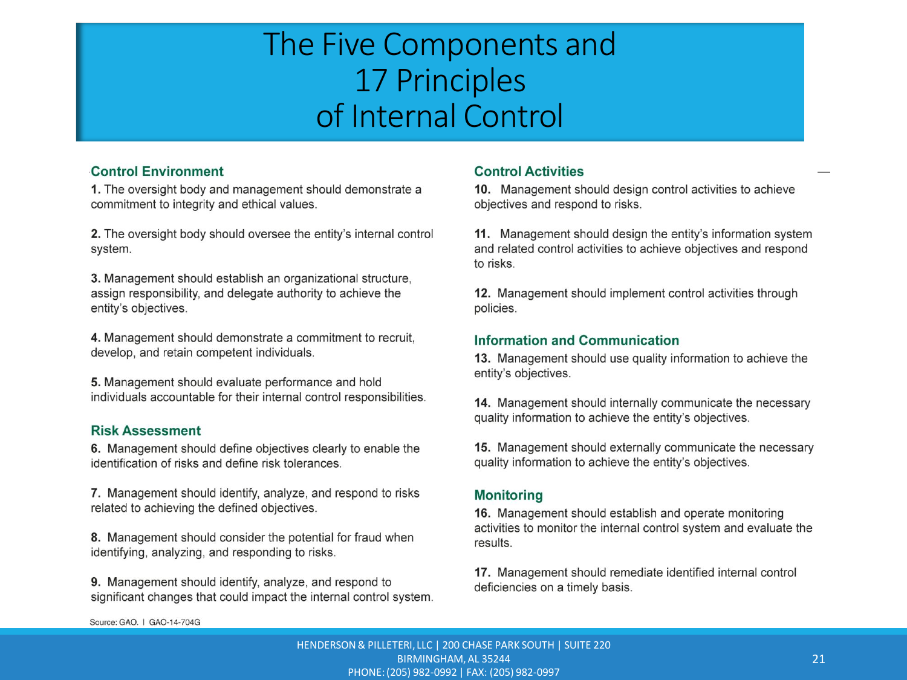# The Five Components and 17 Principles of Internal Control

## Control Environment

**1.** The oversight body and management should demonstrate a commitment to integrity and ethical values.

**2.** The oversight body should oversee the entity's internal control system.

**3.** Management should establish an organizational structure, assign responsibility, and delegate authority to achieve the entity's objectives.

**4.** Management should demonstrate a commitment to recruit, develop, and retain competent individuals.

**5.** Management should evaluate performance and hold individuals accountable for their internal control responsibilities.

## Risk Assessment

**6.** Management should define objectives clearly to enable the identification of risks and define risk tolerances.

**7.** Management should identify, analyze, and respond to risks related to achieving the defined objectives.

**8.** Management should consider the potential for fraud when identifying, analyzing, and responding to risks.

**9.** Management should identify, analyze, and respond to significant changes that could impact the internal control system.

## Control Activities

**10.** Management should design control activities to achieve objectives and respond to risks.

**11.** Management should design the entity's information system and related control activities to achieve objectives and respond to risks.

**12.** Management should implement control activities through policies.

## Information and Communication

**13.** Management should use quality information to achieve the entity's objectives.

**14.** Management should internally communicate the necessary quality information to achieve the entity's objectives.

**15.** Management should externally communicate the necessary quality information to achieve the entity's objectives.

## Monitoring

**16.** Management should establish and operate monitoring activities to monitor the internal control system and evaluate the results.

**17.** Management should remediate identified internal control deficiencies on a timely basis.

Source: GAO. | GAO-14-704G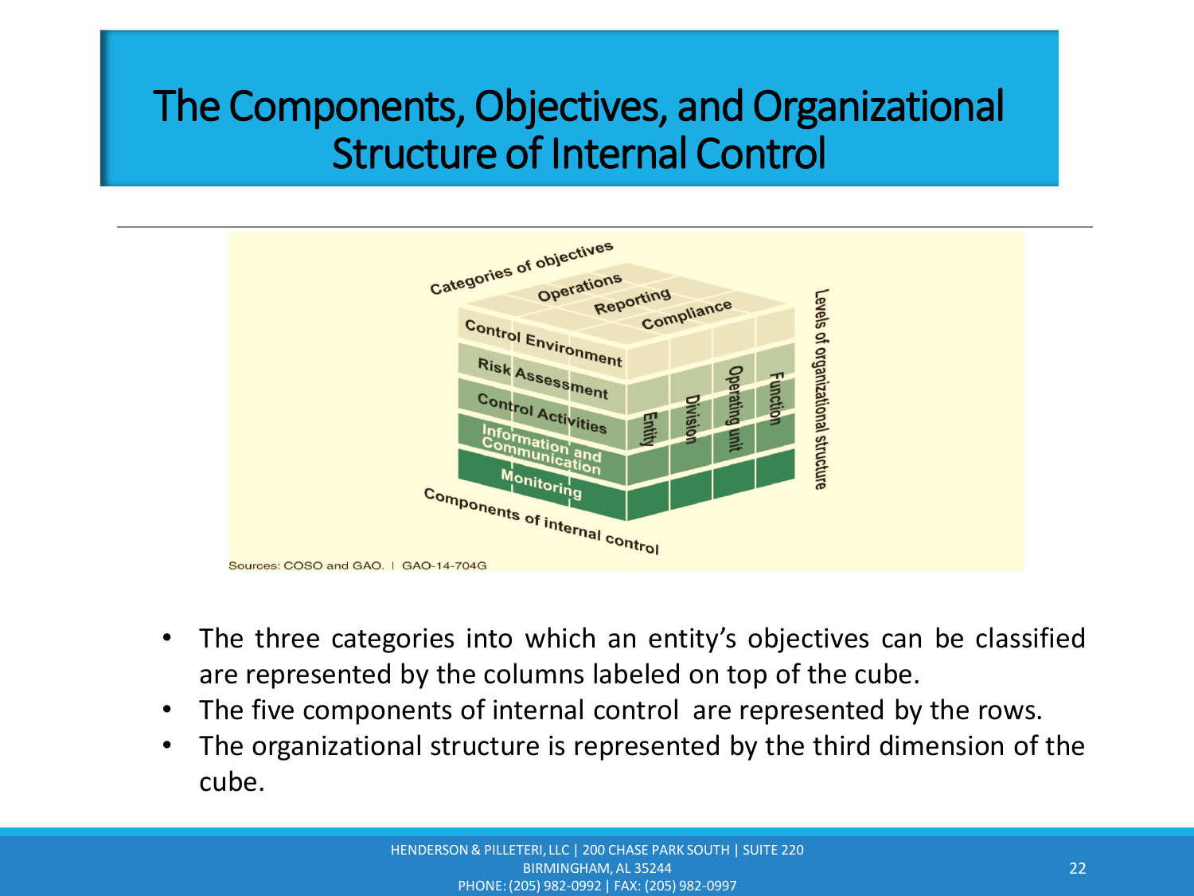# The Components, Objectives, and Organizational Structure of Internal Control

Sources: COSO and GAO. | GAO-14-704G

- The three categories into which an entity's objectives can be classified are represented by the columns labeled on top of the cube.
- The five components of internal control are represented by the rows.
- The organizational structure is represented by the third dimension of the cube.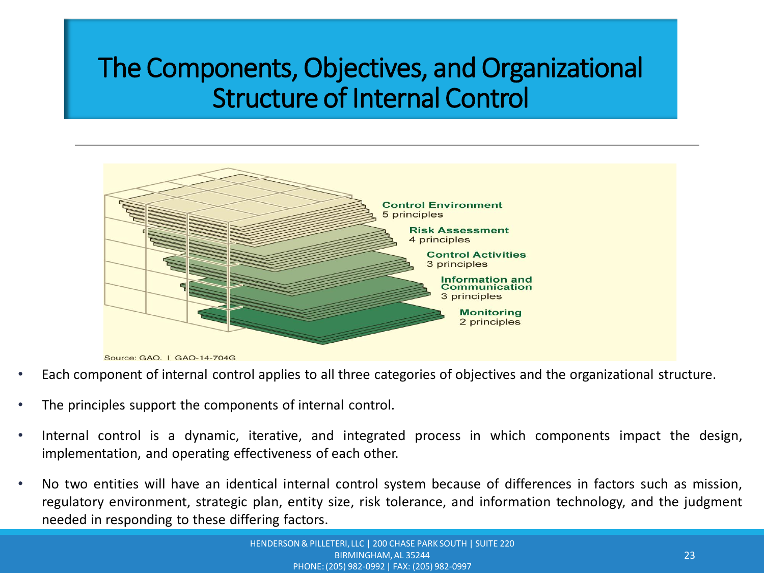# The Components, Objectives, and Organizational Structure of Internal Control

Control Environment
5 principles

Risk Assessment
4 principles

Control Activities
3 principles

Information and Communication
3 principles

Monitoring
2 principles

Source: GAO. | GAO-14-704G

- Each component of internal control applies to all three categories of objectives and the organizational structure.
- The principles support the components of internal control.
- Internal control is a dynamic, iterative, and integrated process in which components impact the design, implementation, and operating effectiveness of each other.
- No two entities will have an identical internal control system because of differences in factors such as mission, regulatory environment, strategic plan, entity size, risk tolerance, and information technology, and the judgment needed in responding to these differing factors.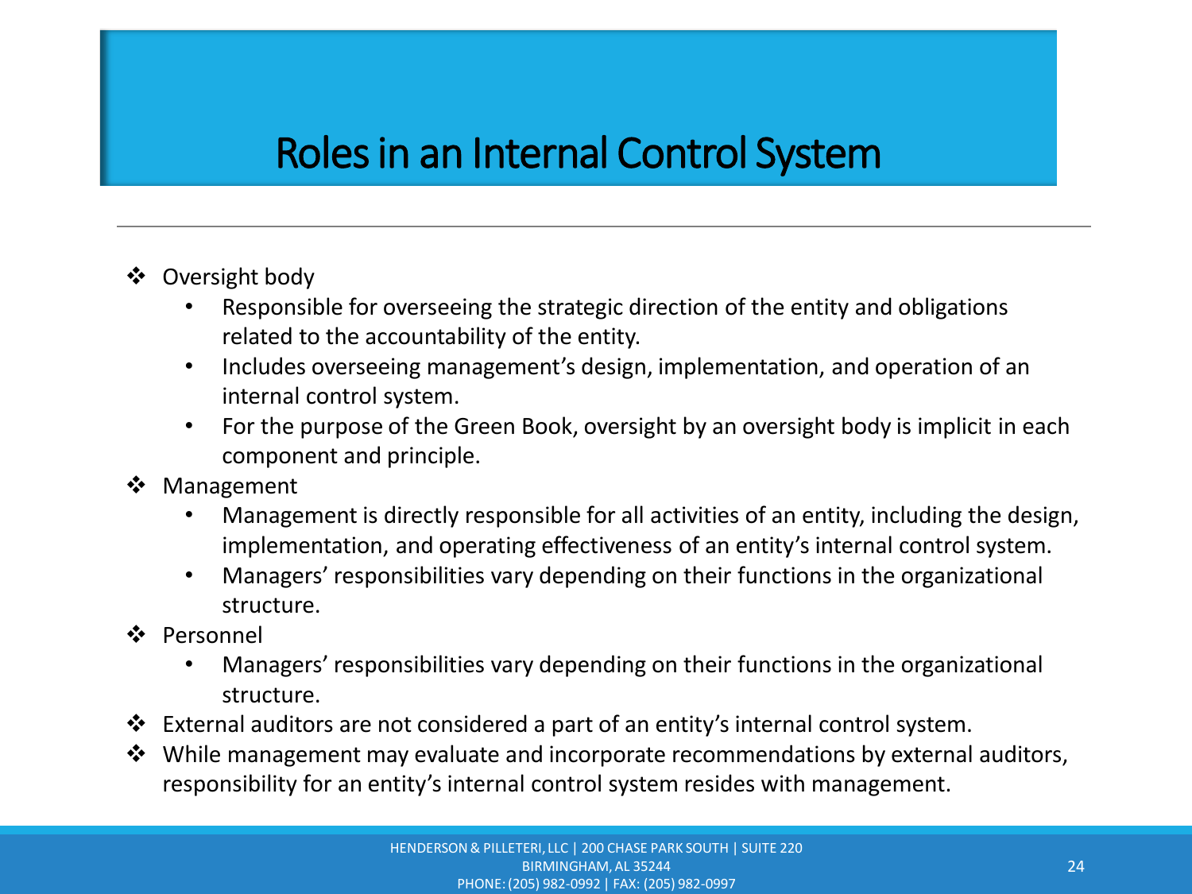# Roles in an Internal Control System

- Oversight body
  - Responsible for overseeing the strategic direction of the entity and obligations related to the accountability of the entity.
  - Includes overseeing management's design, implementation, and operation of an internal control system.
  - For the purpose of the Green Book, oversight by an oversight body is implicit in each component and principle.
- Management
  - Management is directly responsible for all activities of an entity, including the design, implementation, and operating effectiveness of an entity's internal control system.
  - Managers' responsibilities vary depending on their functions in the organizational structure.
- Personnel
  - Managers' responsibilities vary depending on their functions in the organizational structure.
- External auditors are not considered a part of an entity's internal control system.
- While management may evaluate and incorporate recommendations by external auditors, responsibility for an entity's internal control system resides with management.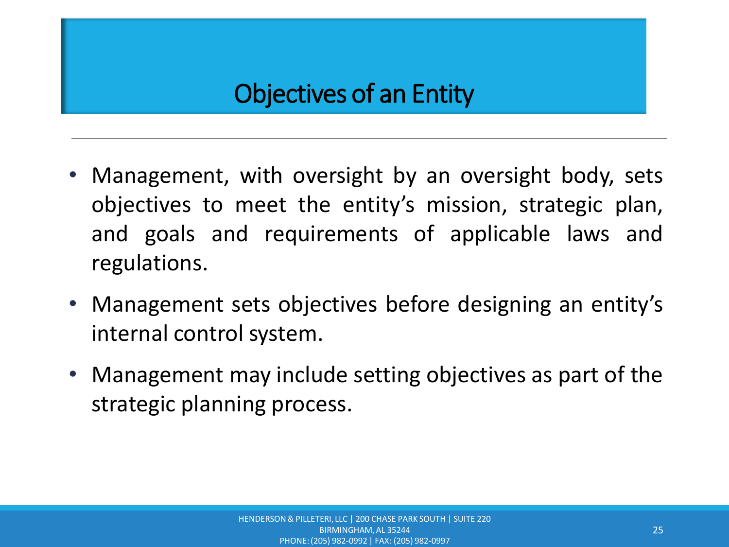# Objectives of an Entity

- Management, with oversight by an oversight body, sets objectives to meet the entity's mission, strategic plan, and goals and requirements of applicable laws and regulations.
- Management sets objectives before designing an entity's internal control system.
- Management may include setting objectives as part of the strategic planning process.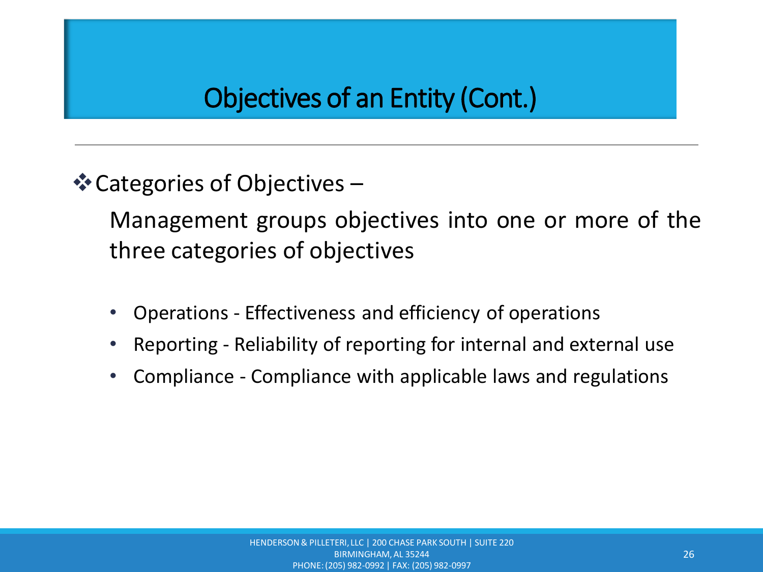# Objectives of an Entity (Cont.)

- Categories of Objectives –

  Management groups objectives into one or more of the three categories of objectives

  - Operations - Effectiveness and efficiency of operations
  - Reporting - Reliability of reporting for internal and external use
  - Compliance - Compliance with applicable laws and regulations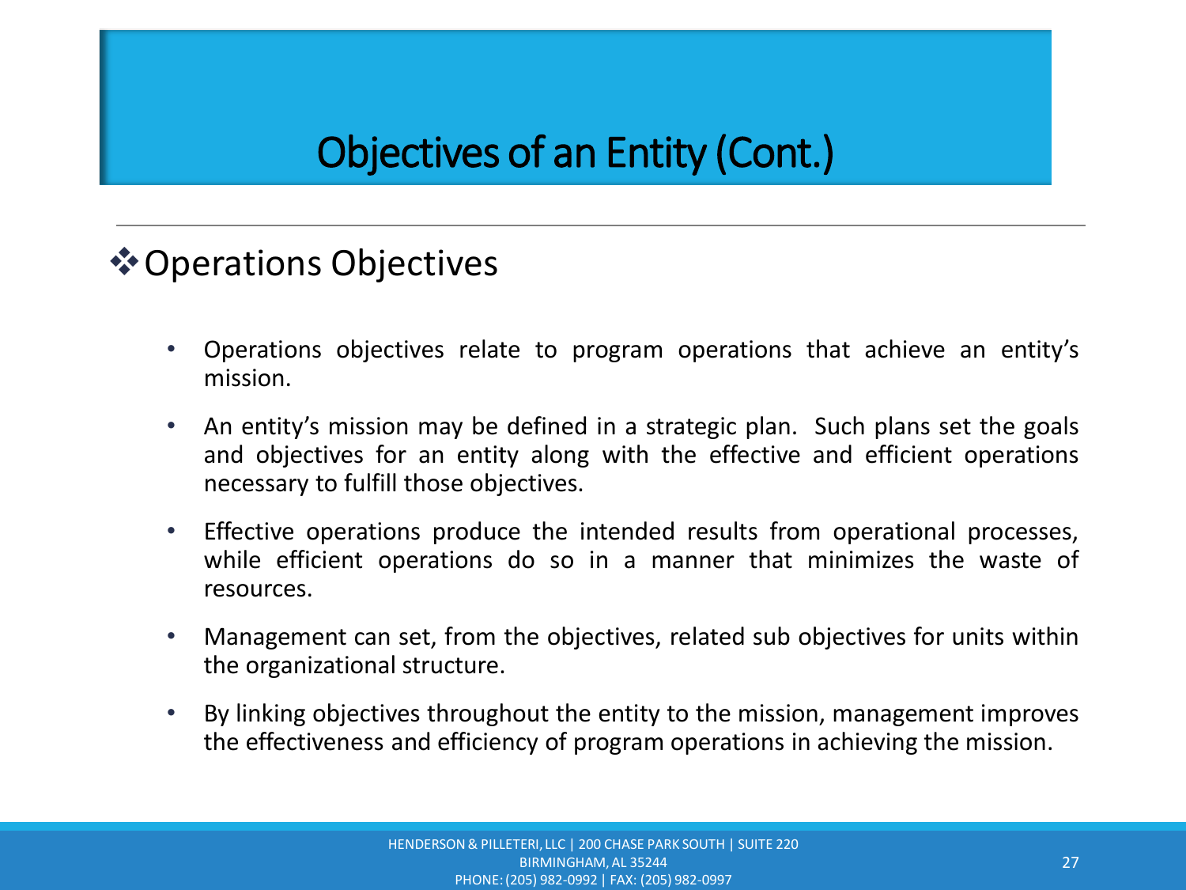# Objectives of an Entity (Cont.)

## ❖ Operations Objectives

- Operations objectives relate to program operations that achieve an entity's mission.
- An entity's mission may be defined in a strategic plan. Such plans set the goals and objectives for an entity along with the effective and efficient operations necessary to fulfill those objectives.
- Effective operations produce the intended results from operational processes, while efficient operations do so in a manner that minimizes the waste of resources.
- Management can set, from the objectives, related sub objectives for units within the organizational structure.
- By linking objectives throughout the entity to the mission, management improves the effectiveness and efficiency of program operations in achieving the mission.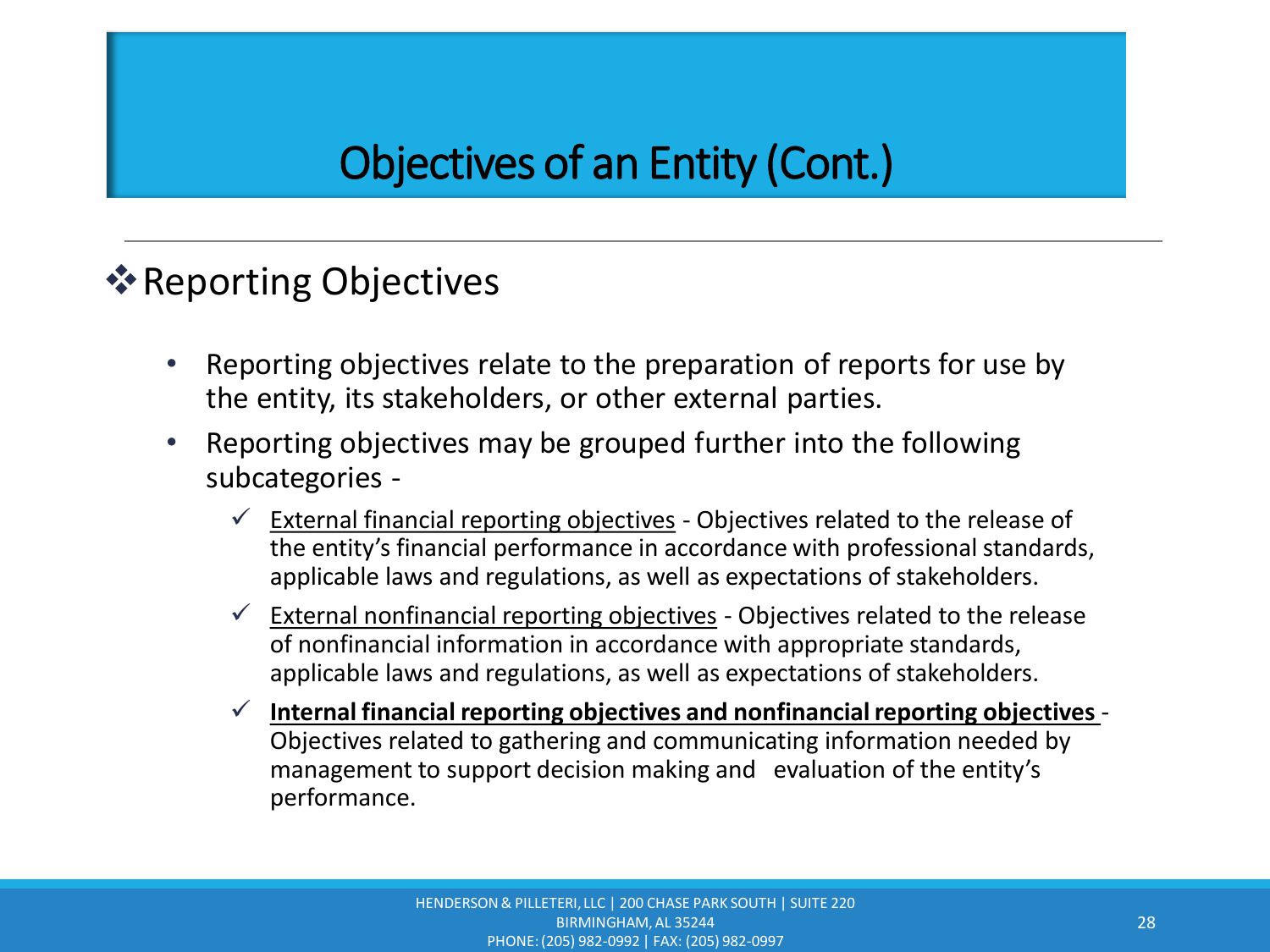# Objectives of an Entity (Cont.)

## ❖ Reporting Objectives

- Reporting objectives relate to the preparation of reports for use by the entity, its stakeholders, or other external parties.
- Reporting objectives may be grouped further into the following subcategories -
  - ✓ <u>External financial reporting objectives</u> - Objectives related to the release of the entity's financial performance in accordance with professional standards, applicable laws and regulations, as well as expectations of stakeholders.
  - ✓ <u>External nonfinancial reporting objectives</u> - Objectives related to the release of nonfinancial information in accordance with appropriate standards, applicable laws and regulations, as well as expectations of stakeholders.
  - ✓ **<u>Internal financial reporting objectives and nonfinancial reporting objectives</u>** - Objectives related to gathering and communicating information needed by management to support decision making and evaluation of the entity's performance.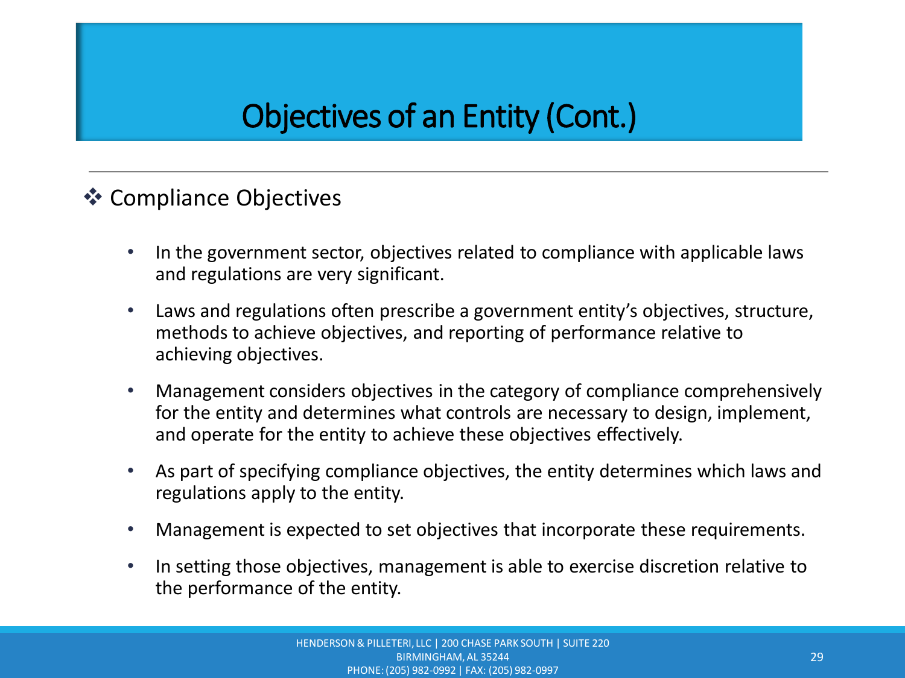# Objectives of an Entity (Cont.)

## ❖ Compliance Objectives

- In the government sector, objectives related to compliance with applicable laws and regulations are very significant.
- Laws and regulations often prescribe a government entity's objectives, structure, methods to achieve objectives, and reporting of performance relative to achieving objectives.
- Management considers objectives in the category of compliance comprehensively for the entity and determines what controls are necessary to design, implement, and operate for the entity to achieve these objectives effectively.
- As part of specifying compliance objectives, the entity determines which laws and regulations apply to the entity.
- Management is expected to set objectives that incorporate these requirements.
- In setting those objectives, management is able to exercise discretion relative to the performance of the entity.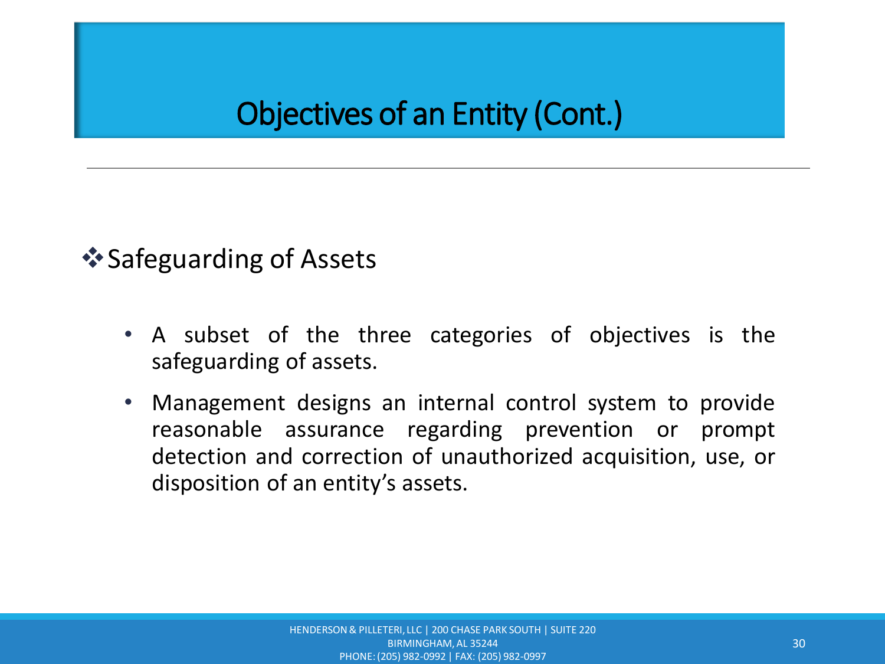# Objectives of an Entity (Cont.)

## ❖ Safeguarding of Assets

- A subset of the three categories of objectives is the safeguarding of assets.
- Management designs an internal control system to provide reasonable assurance regarding prevention or prompt detection and correction of unauthorized acquisition, use, or disposition of an entity's assets.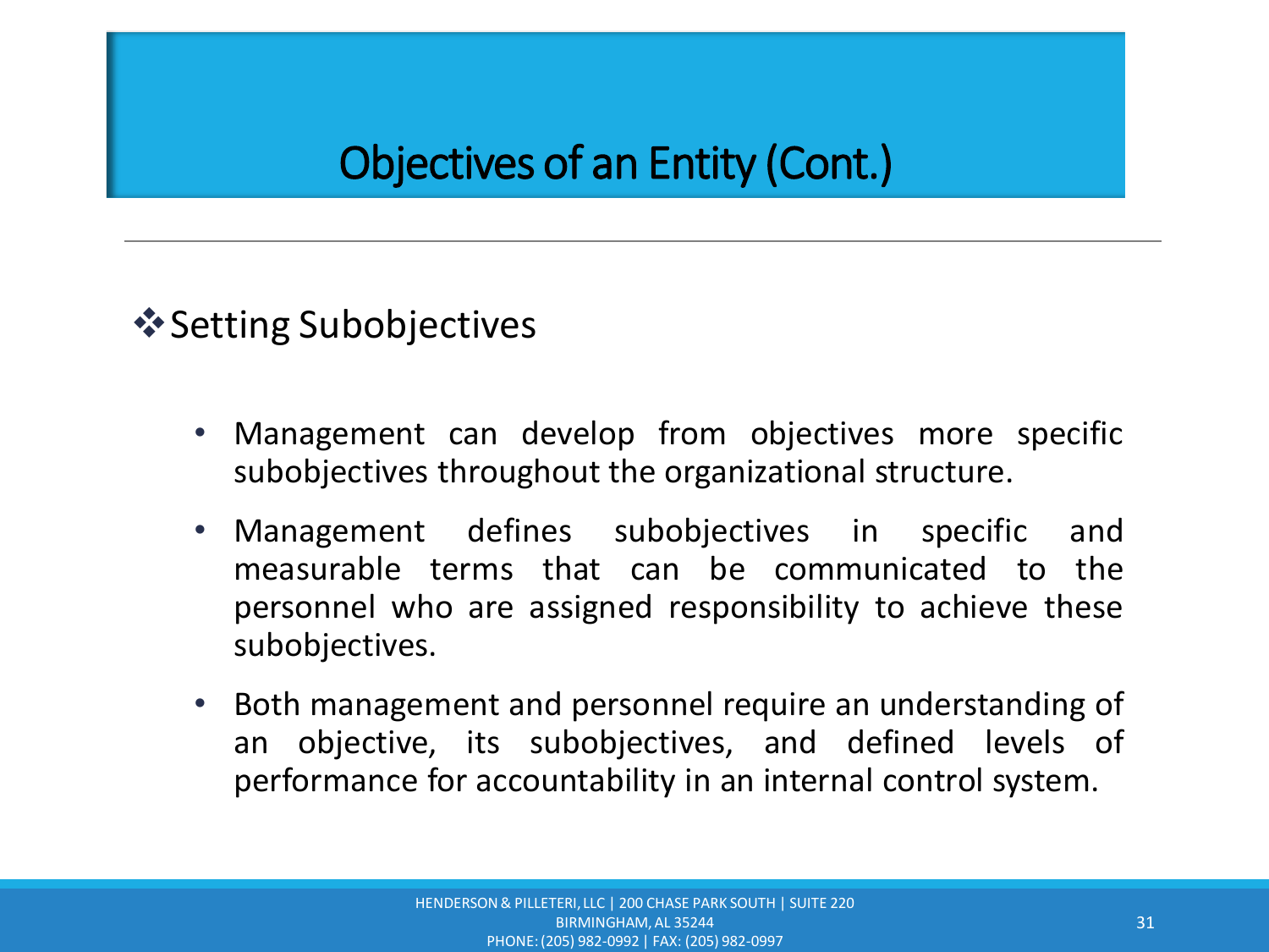# Objectives of an Entity (Cont.)

## Setting Subobjectives

- Management can develop from objectives more specific subobjectives throughout the organizational structure.
- Management defines subobjectives in specific and measurable terms that can be communicated to the personnel who are assigned responsibility to achieve these subobjectives.
- Both management and personnel require an understanding of an objective, its subobjectives, and defined levels of performance for accountability in an internal control system.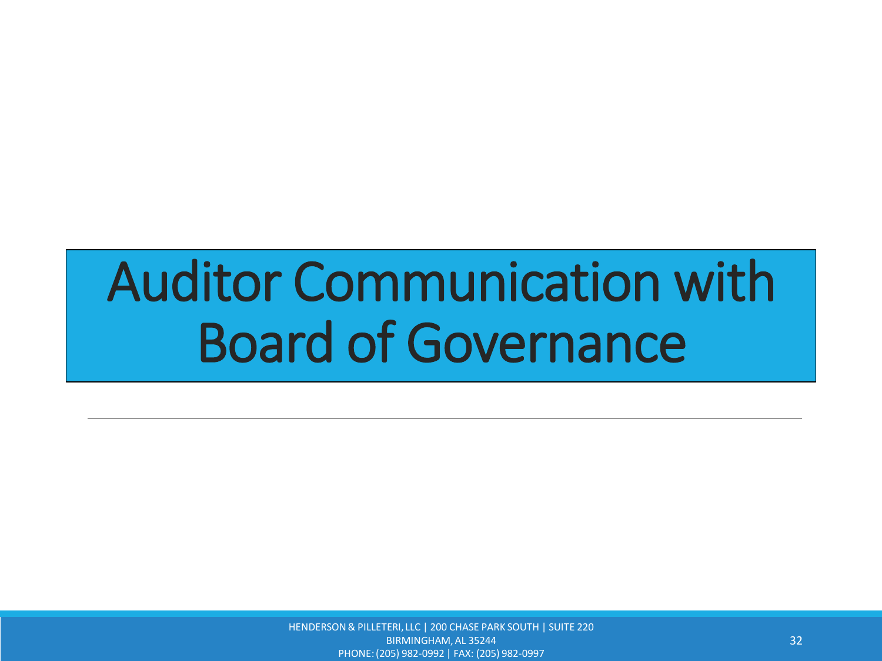# Auditor Communication with Board of Governance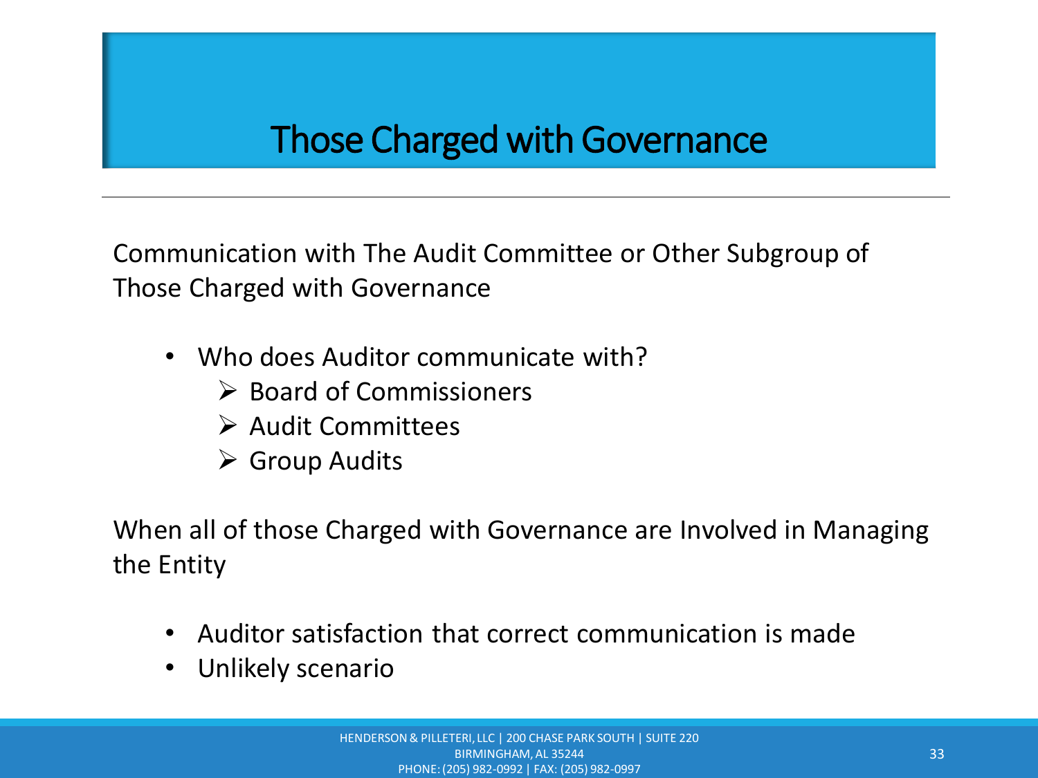# Those Charged with Governance

Communication with The Audit Committee or Other Subgroup of Those Charged with Governance

- Who does Auditor communicate with?
  - Board of Commissioners
  - Audit Committees
  - Group Audits

When all of those Charged with Governance are Involved in Managing the Entity

- Auditor satisfaction that correct communication is made
- Unlikely scenario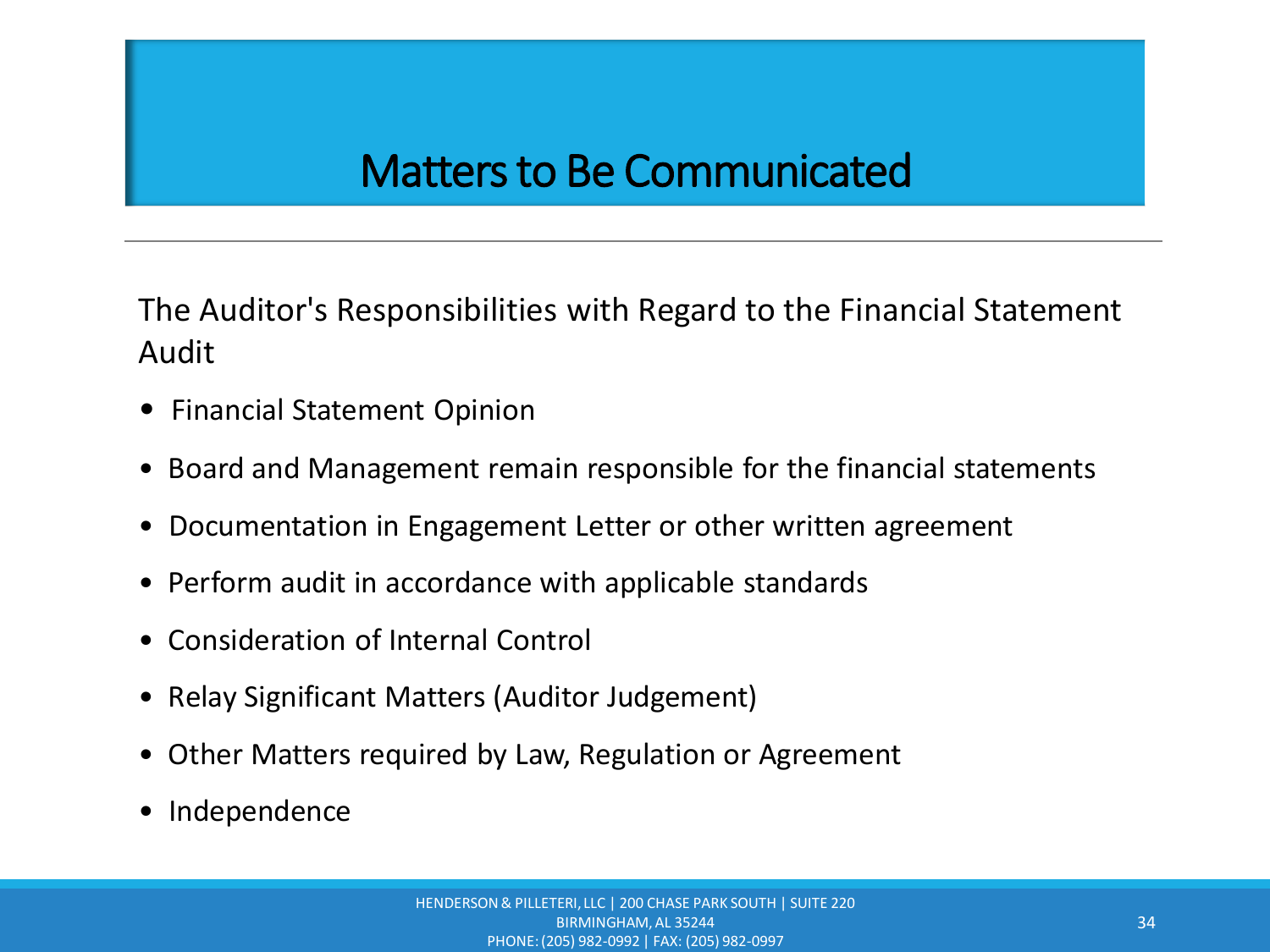# Matters to Be Communicated

The Auditor's Responsibilities with Regard to the Financial Statement Audit

- Financial Statement Opinion
- Board and Management remain responsible for the financial statements
- Documentation in Engagement Letter or other written agreement
- Perform audit in accordance with applicable standards
- Consideration of Internal Control
- Relay Significant Matters (Auditor Judgement)
- Other Matters required by Law, Regulation or Agreement
- Independence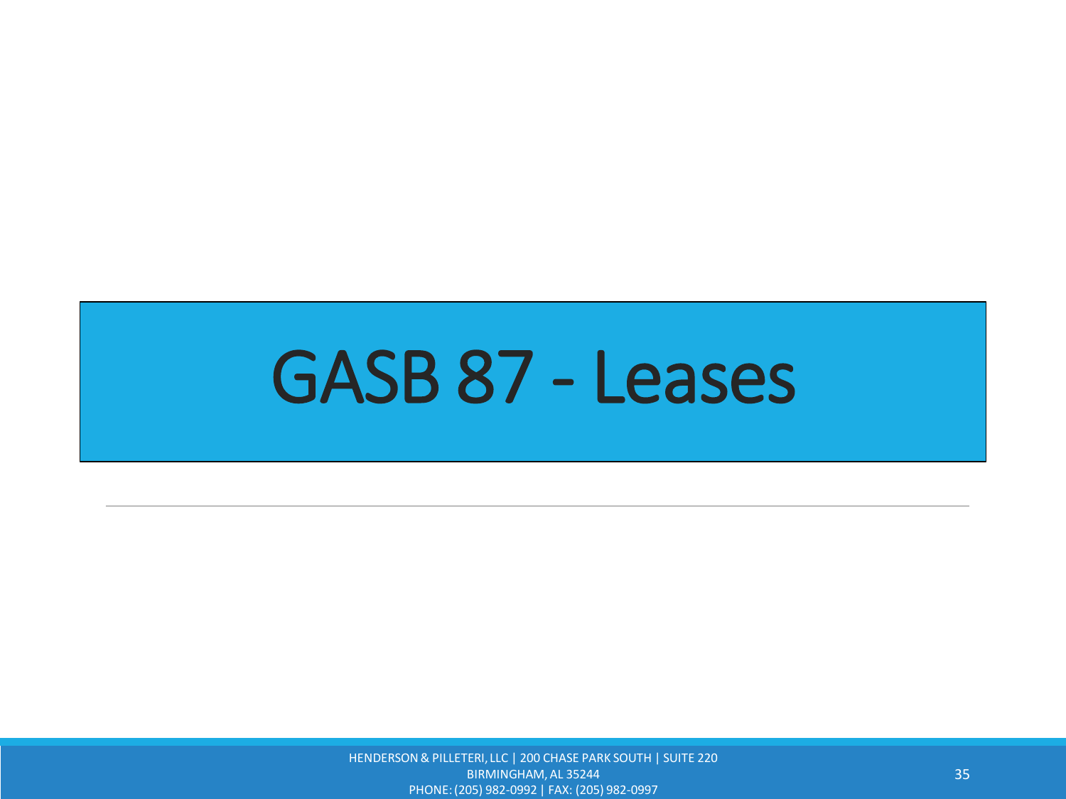# GASB 87 - Leases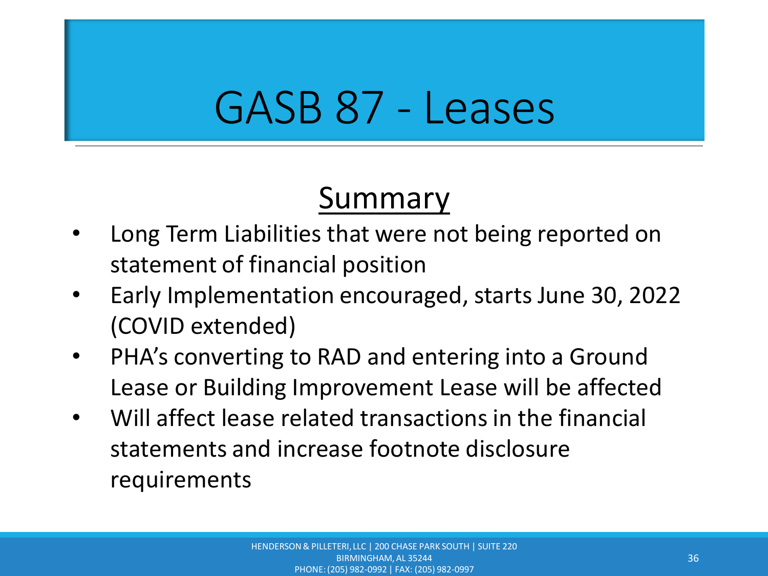# GASB 87 - Leases

## Summary

- Long Term Liabilities that were not being reported on statement of financial position
- Early Implementation encouraged, starts June 30, 2022 (COVID extended)
- PHA's converting to RAD and entering into a Ground Lease or Building Improvement Lease will be affected
- Will affect lease related transactions in the financial statements and increase footnote disclosure requirements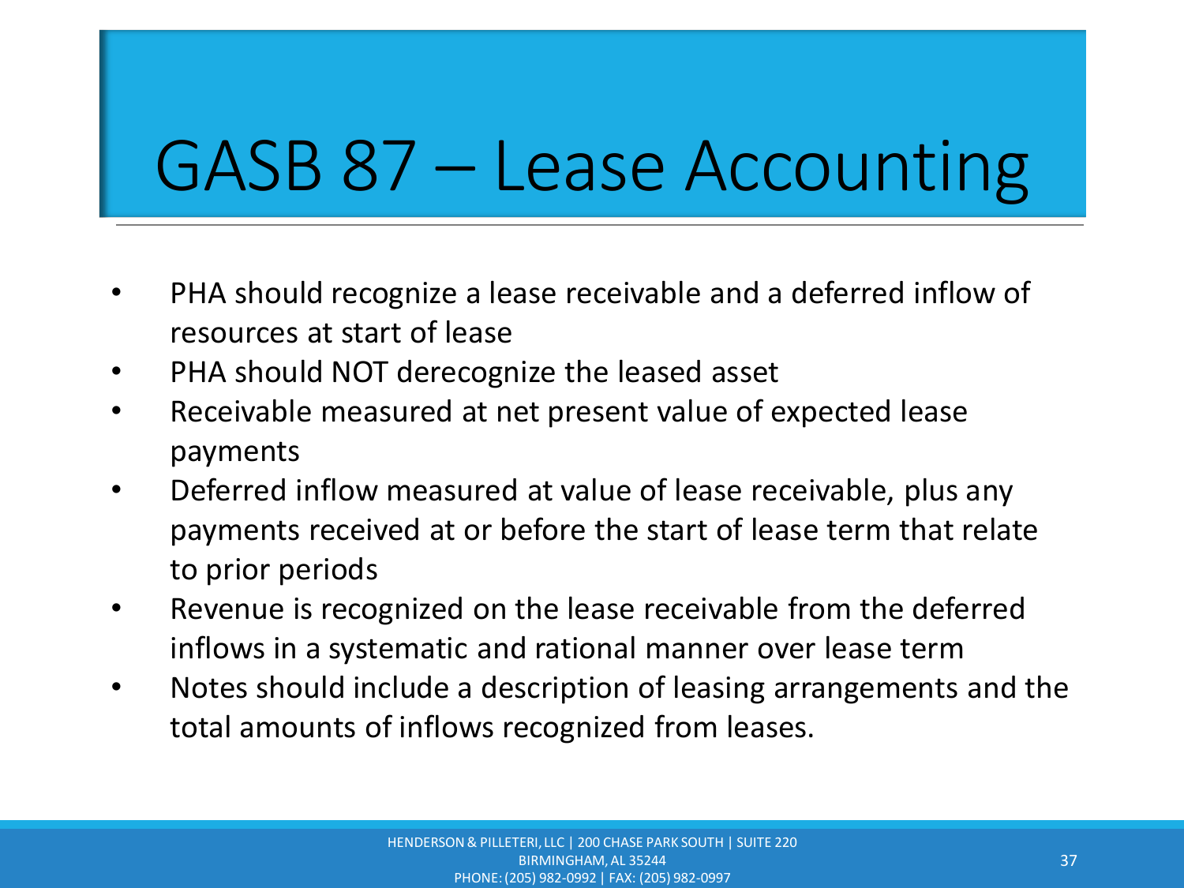# GASB 87 – Lease Accounting

- PHA should recognize a lease receivable and a deferred inflow of resources at start of lease
- PHA should NOT derecognize the leased asset
- Receivable measured at net present value of expected lease payments
- Deferred inflow measured at value of lease receivable, plus any payments received at or before the start of lease term that relate to prior periods
- Revenue is recognized on the lease receivable from the deferred inflows in a systematic and rational manner over lease term
- Notes should include a description of leasing arrangements and the total amounts of inflows recognized from leases.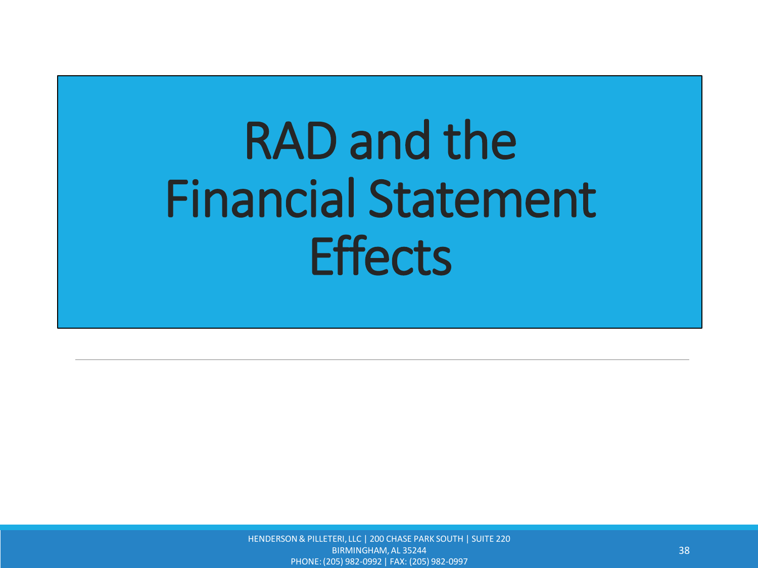# RAD and the Financial Statement Effects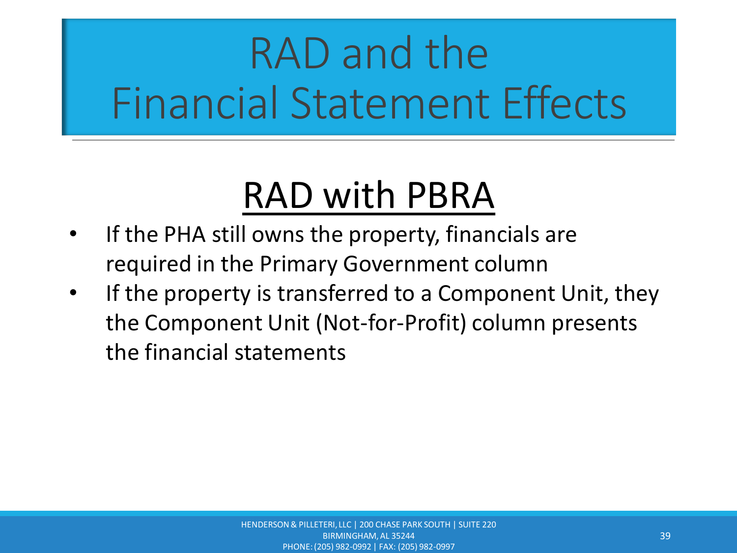# RAD and the Financial Statement Effects

## RAD with PBRA

- If the PHA still owns the property, financials are required in the Primary Government column
- If the property is transferred to a Component Unit, they the Component Unit (Not-for-Profit) column presents the financial statements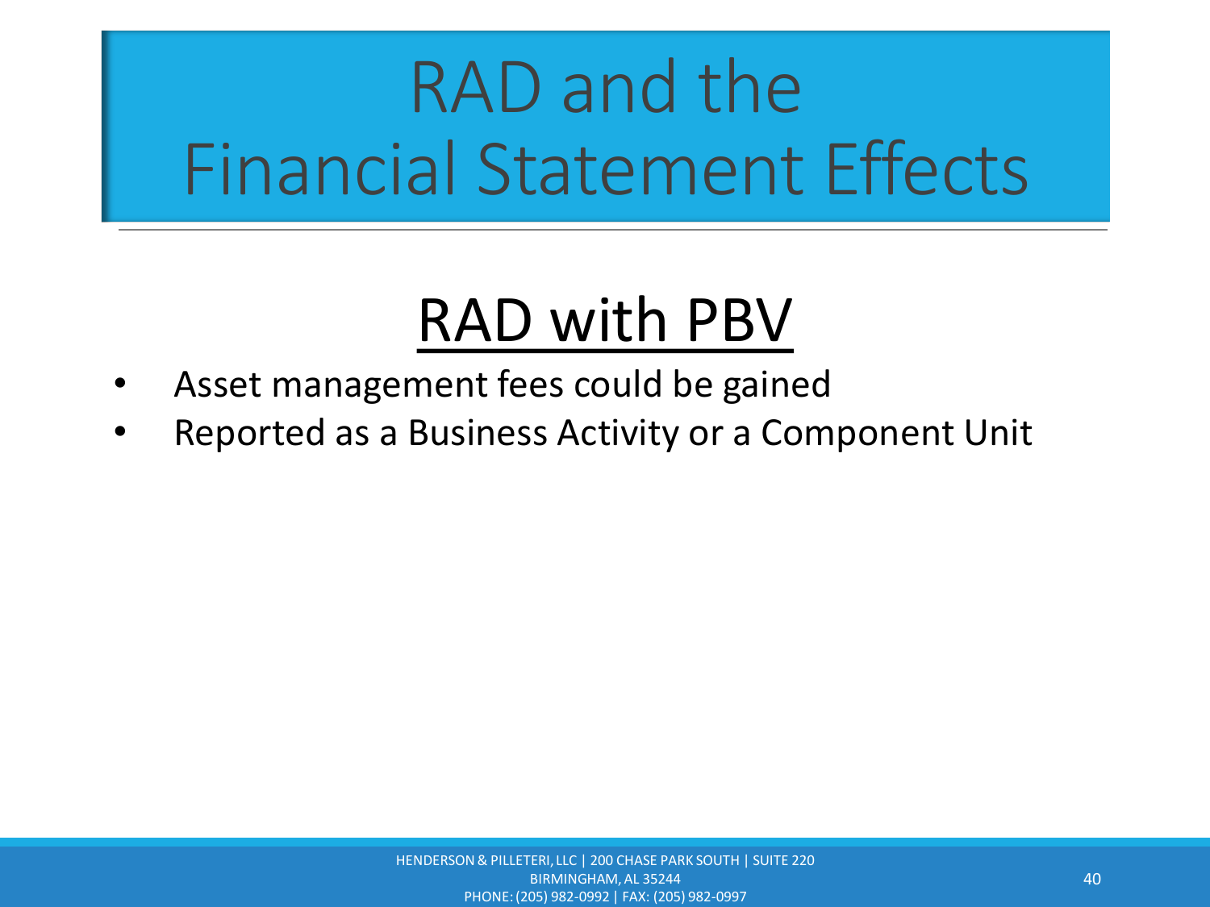# RAD and the Financial Statement Effects

## RAD with PBV

- Asset management fees could be gained
- Reported as a Business Activity or a Component Unit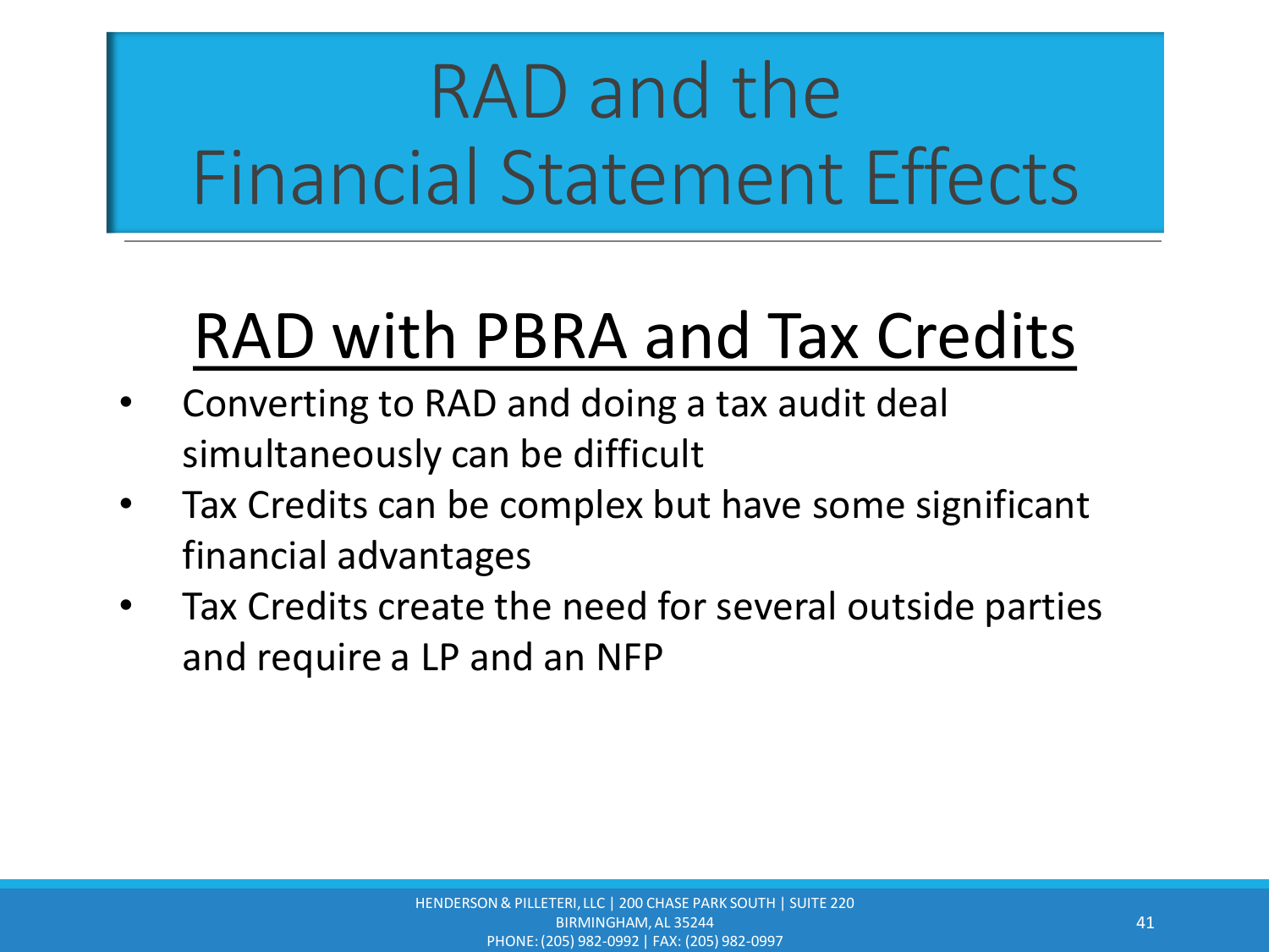# RAD and the Financial Statement Effects

## RAD with PBRA and Tax Credits

- Converting to RAD and doing a tax audit deal simultaneously can be difficult
- Tax Credits can be complex but have some significant financial advantages
- Tax Credits create the need for several outside parties and require a LP and an NFP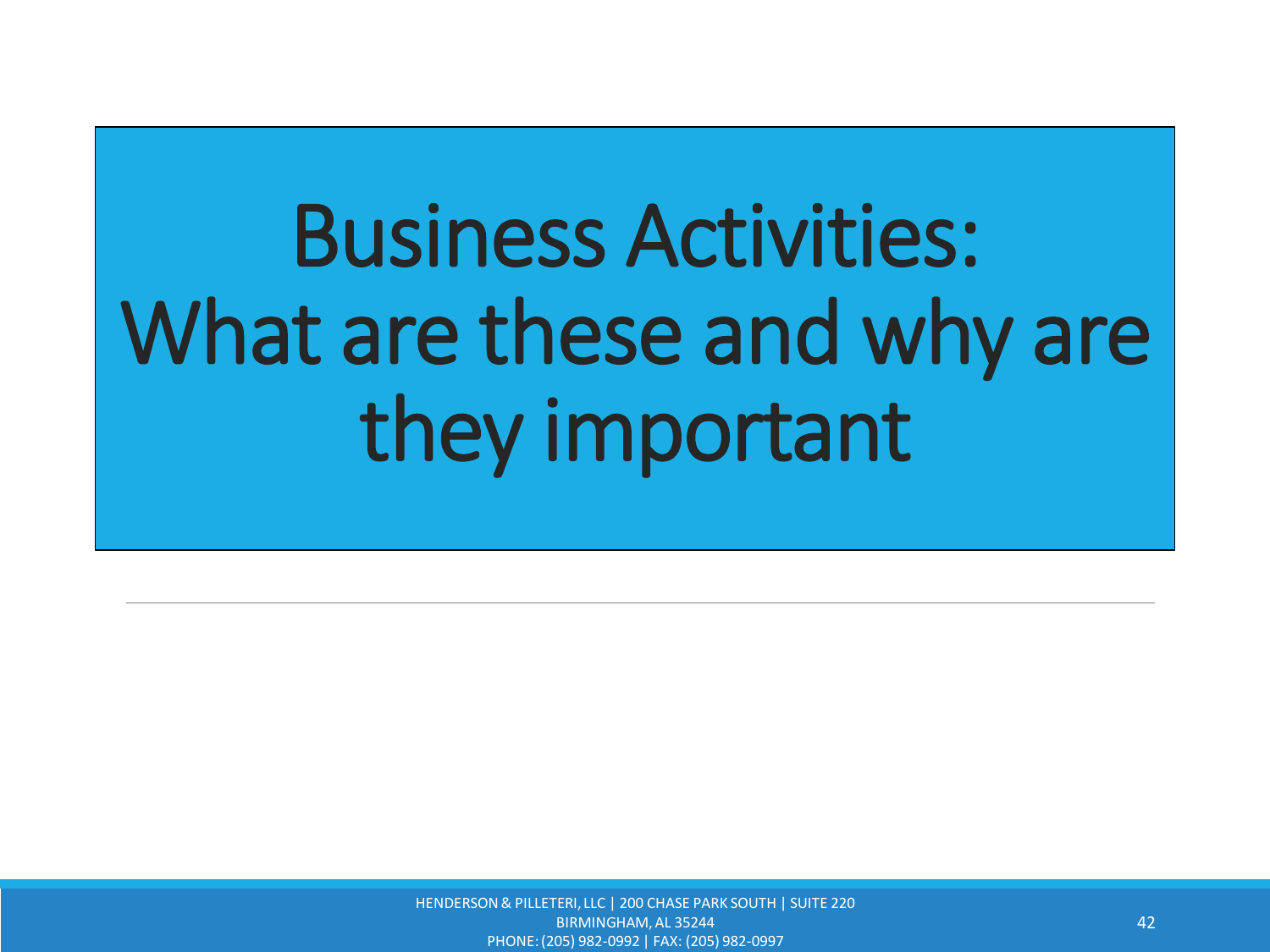# Business Activities: What are these and why are they important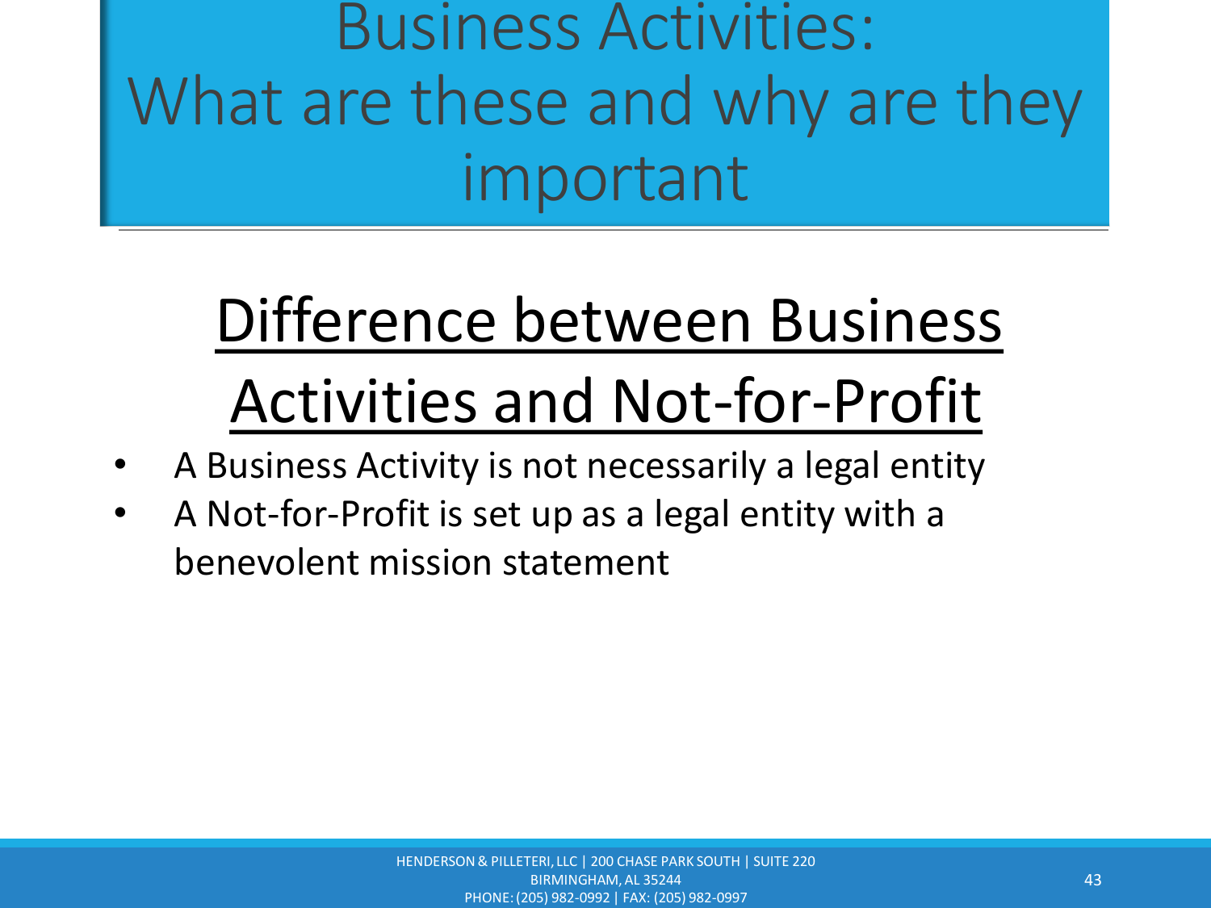# Business Activities: What are these and why are they important

## Difference between Business Activities and Not-for-Profit

- A Business Activity is not necessarily a legal entity
- A Not-for-Profit is set up as a legal entity with a benevolent mission statement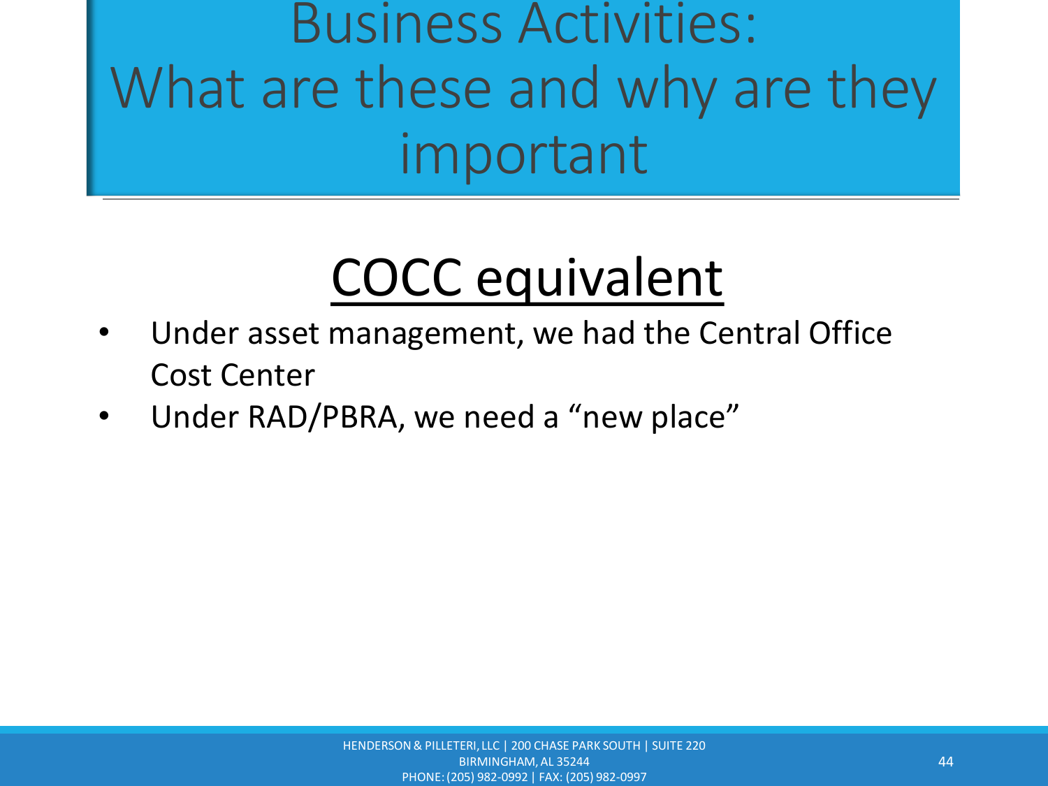# Business Activities: What are these and why are they important

## COCC equivalent

- Under asset management, we had the Central Office Cost Center
- Under RAD/PBRA, we need a "new place"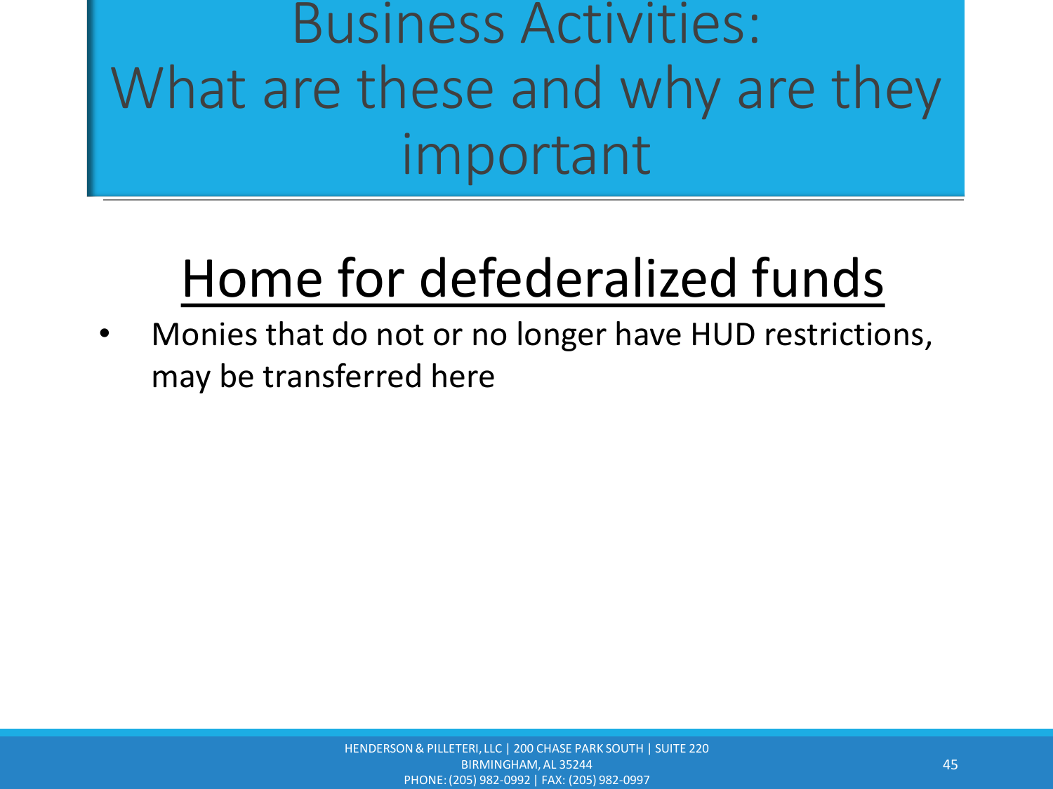# Business Activities: What are these and why are they important

## Home for defederalized funds

- Monies that do not or no longer have HUD restrictions, may be transferred here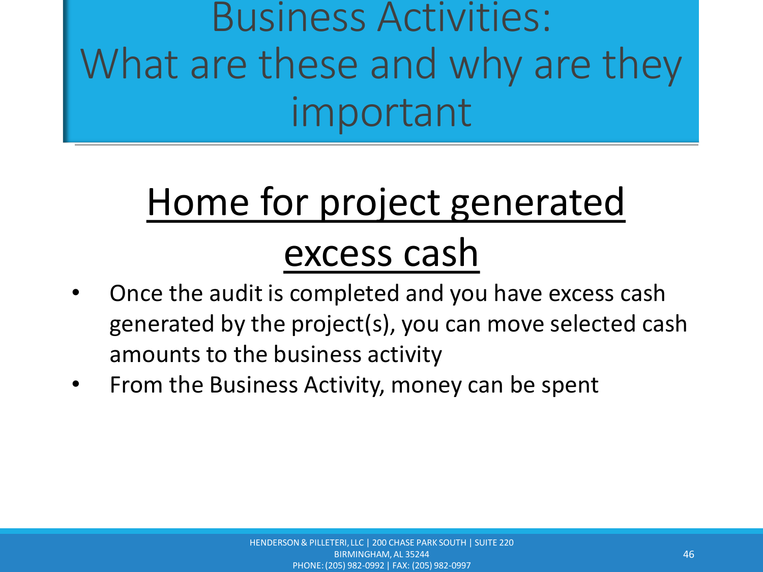# Business Activities: What are these and why are they important

## Home for project generated excess cash

- Once the audit is completed and you have excess cash generated by the project(s), you can move selected cash amounts to the business activity
- From the Business Activity, money can be spent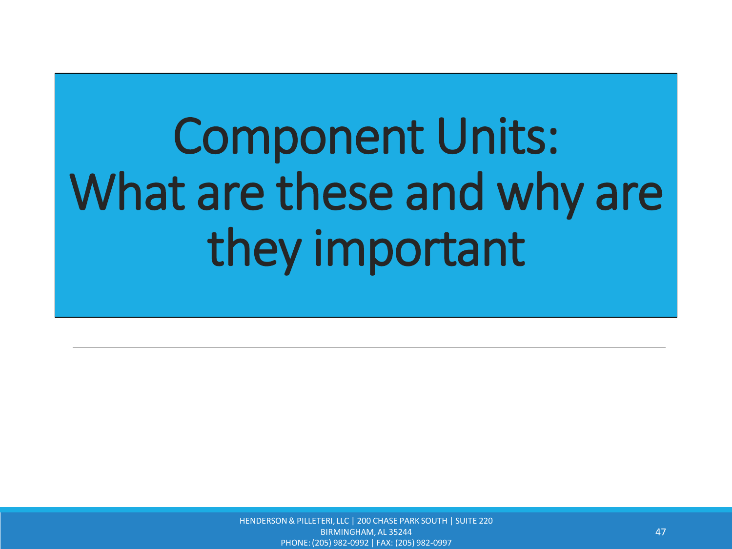# Component Units: What are these and why are they important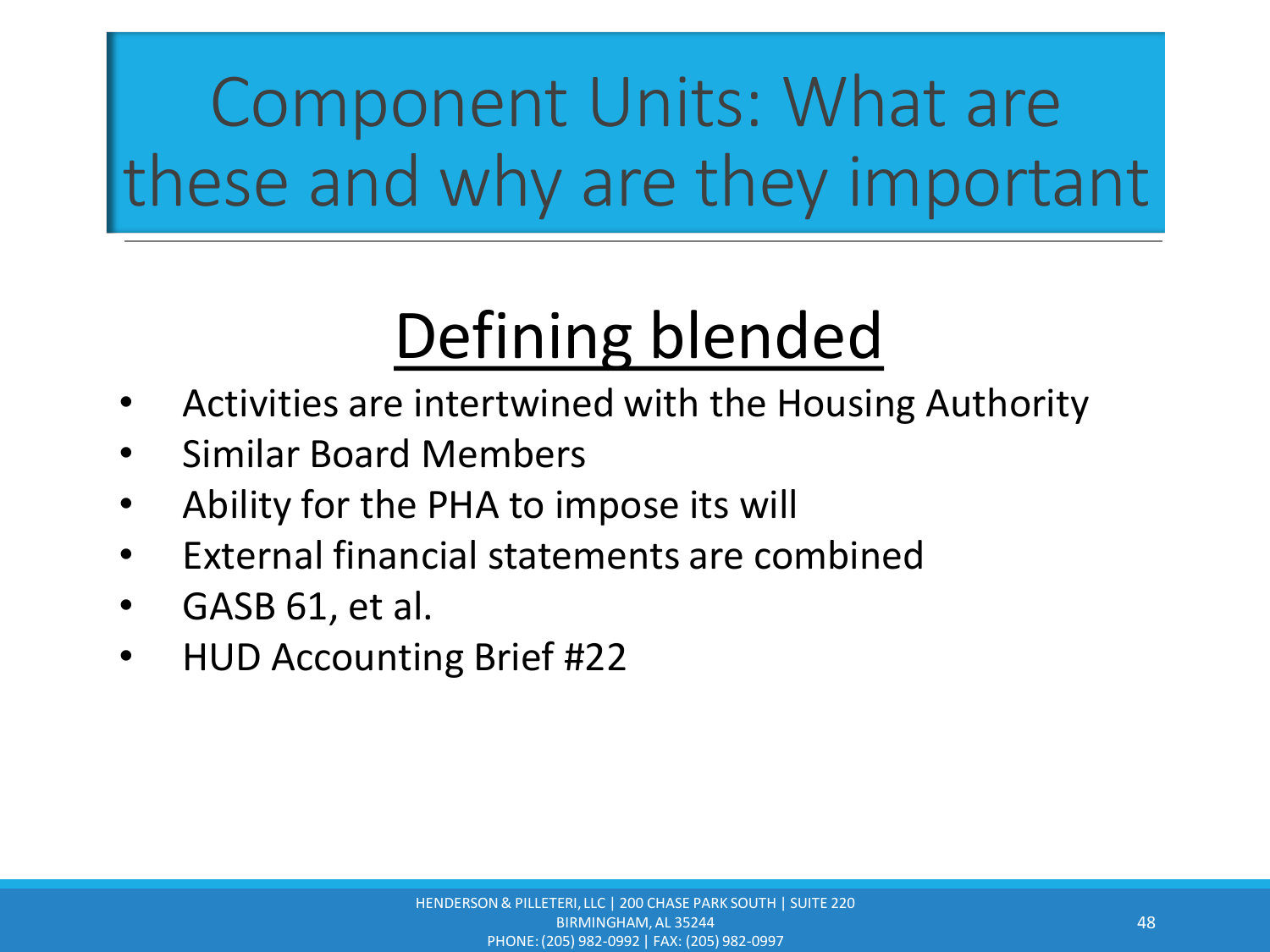# Component Units: What are these and why are they important

## Defining blended

- Activities are intertwined with the Housing Authority
- Similar Board Members
- Ability for the PHA to impose its will
- External financial statements are combined
- GASB 61, et al.
- HUD Accounting Brief #22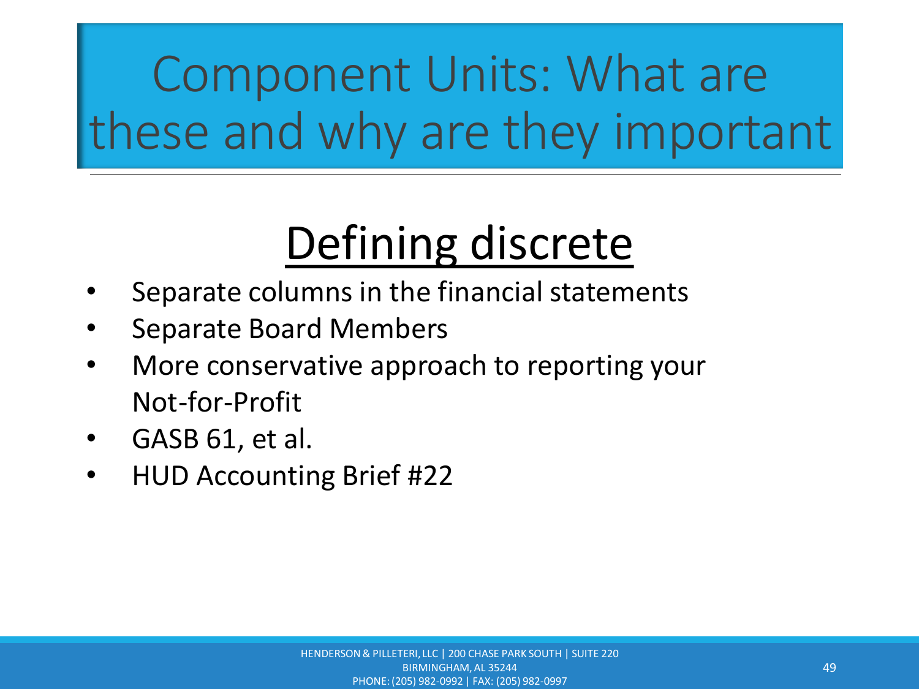# Component Units: What are these and why are they important

## Defining discrete

- Separate columns in the financial statements
- Separate Board Members
- More conservative approach to reporting your Not-for-Profit
- GASB 61, et al.
- HUD Accounting Brief #22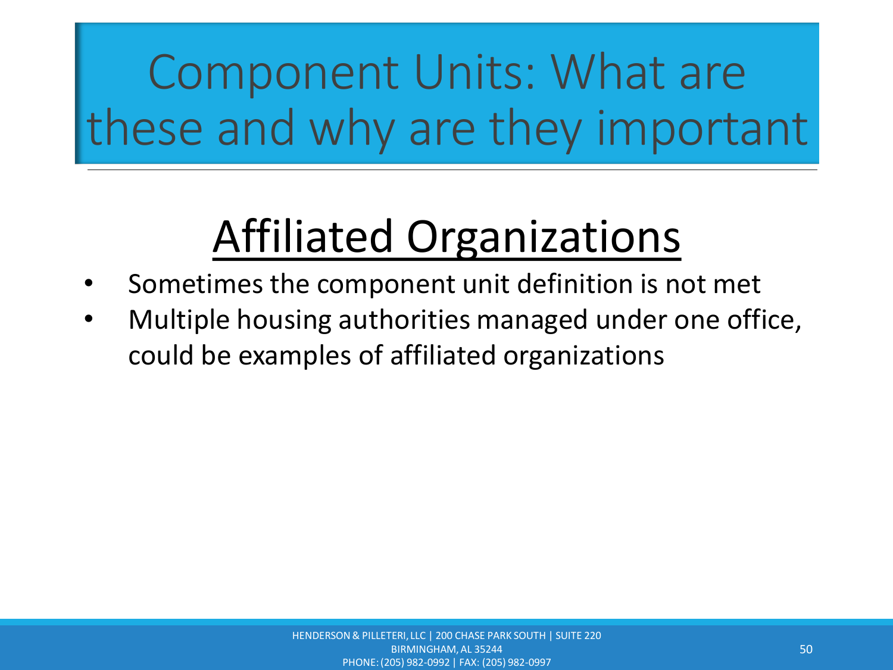# Component Units: What are these and why are they important

## Affiliated Organizations

- Sometimes the component unit definition is not met
- Multiple housing authorities managed under one office, could be examples of affiliated organizations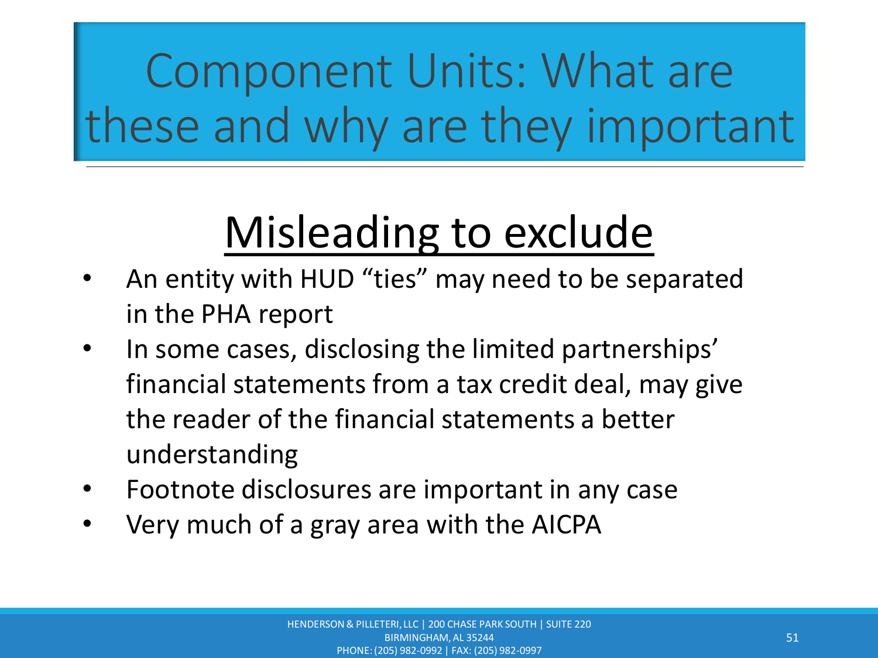# Component Units: What are these and why are they important

## Misleading to exclude

- An entity with HUD “ties” may need to be separated in the PHA report
- In some cases, disclosing the limited partnerships’ financial statements from a tax credit deal, may give the reader of the financial statements a better understanding
- Footnote disclosures are important in any case
- Very much of a gray area with the AICPA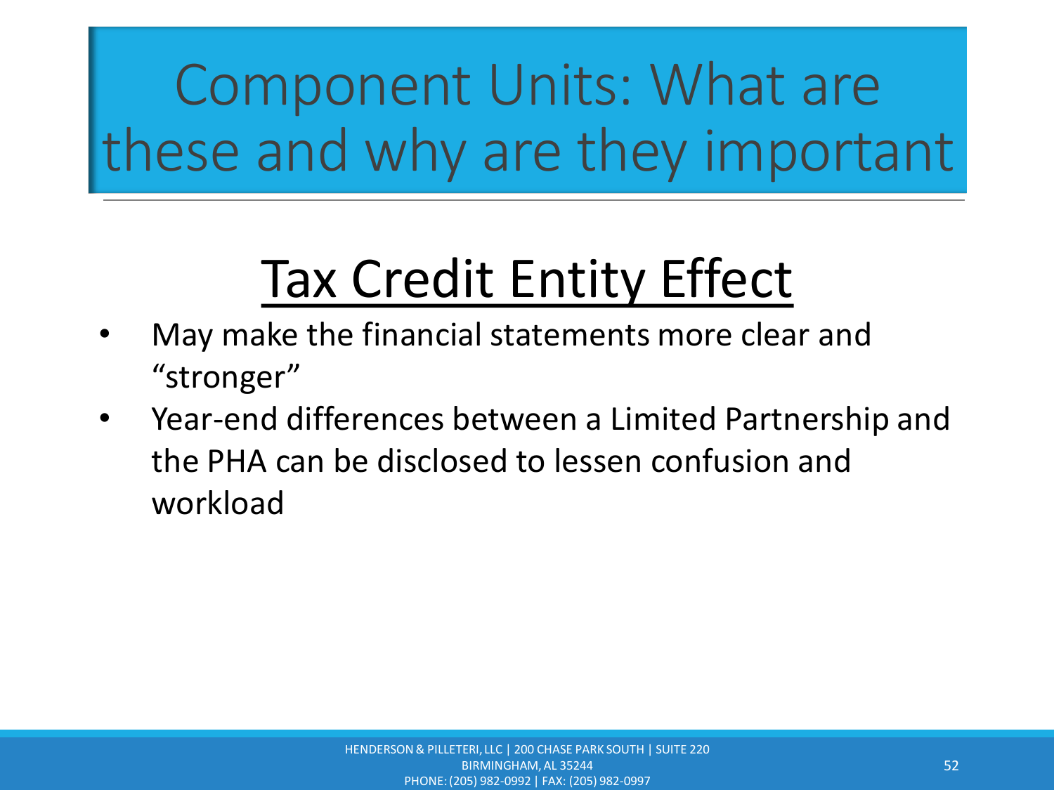# Component Units: What are these and why are they important

## Tax Credit Entity Effect

- May make the financial statements more clear and "stronger"
- Year-end differences between a Limited Partnership and the PHA can be disclosed to lessen confusion and workload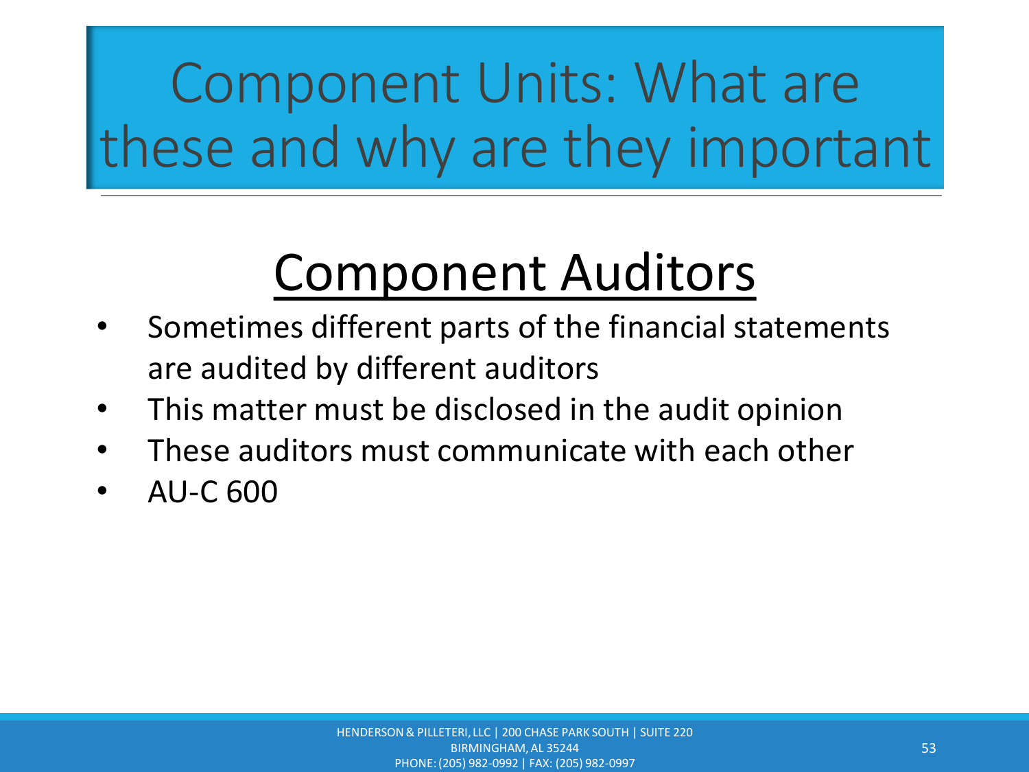# Component Units: What are these and why are they important

## Component Auditors

- Sometimes different parts of the financial statements are audited by different auditors
- This matter must be disclosed in the audit opinion
- These auditors must communicate with each other
- AU-C 600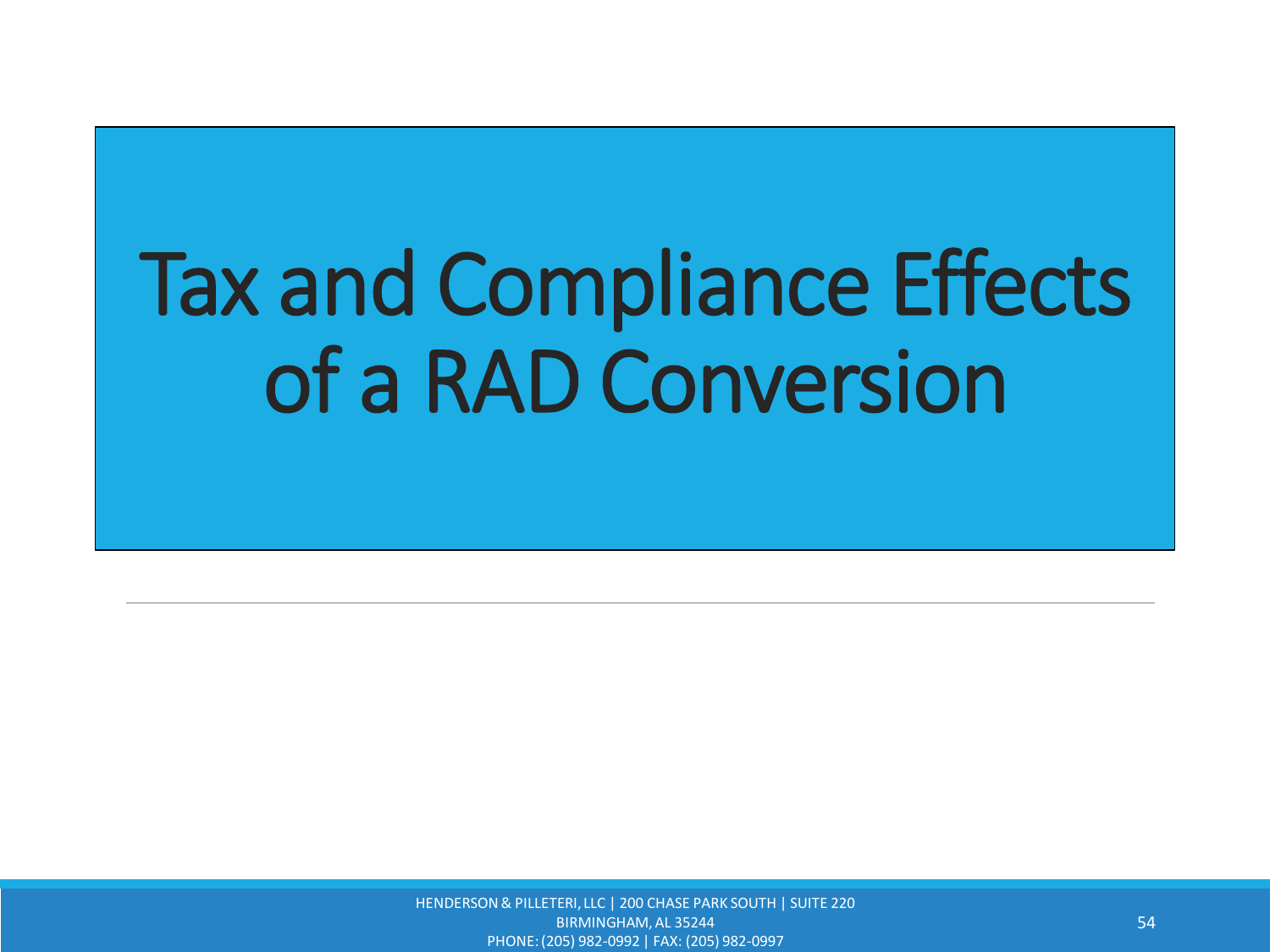# Tax and Compliance Effects of a RAD Conversion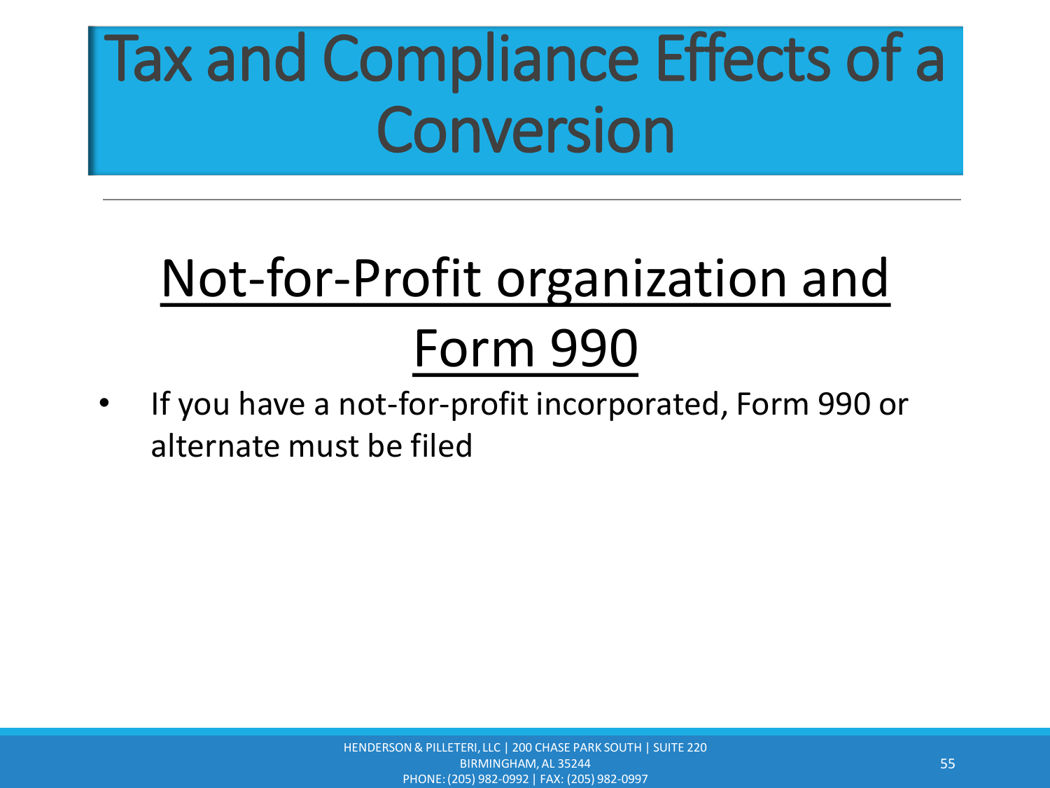# Tax and Compliance Effects of a Conversion

## Not-for-Profit organization and Form 990

- If you have a not-for-profit incorporated, Form 990 or alternate must be filed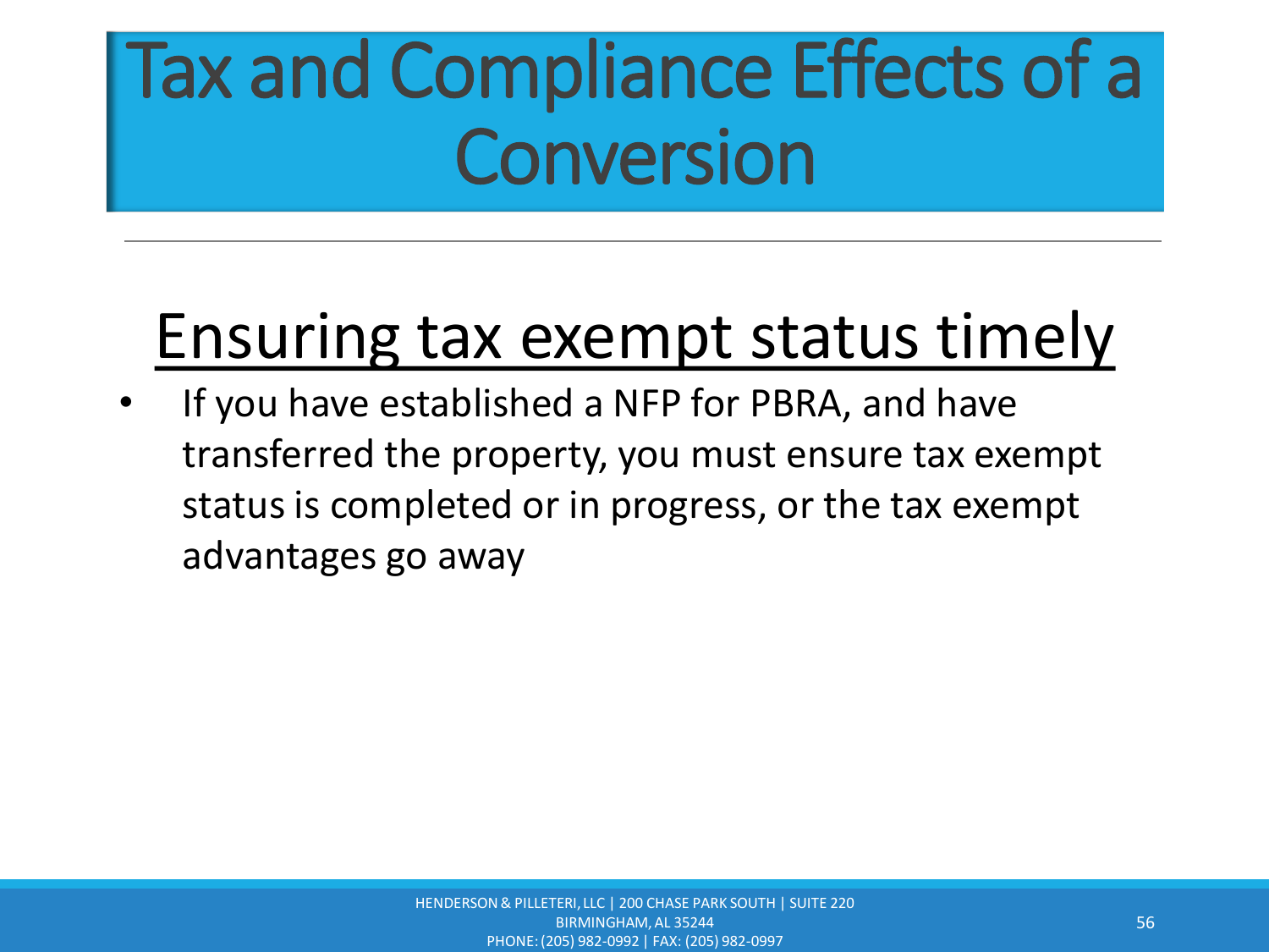# Tax and Compliance Effects of a Conversion

## Ensuring tax exempt status timely

- If you have established a NFP for PBRA, and have transferred the property, you must ensure tax exempt status is completed or in progress, or the tax exempt advantages go away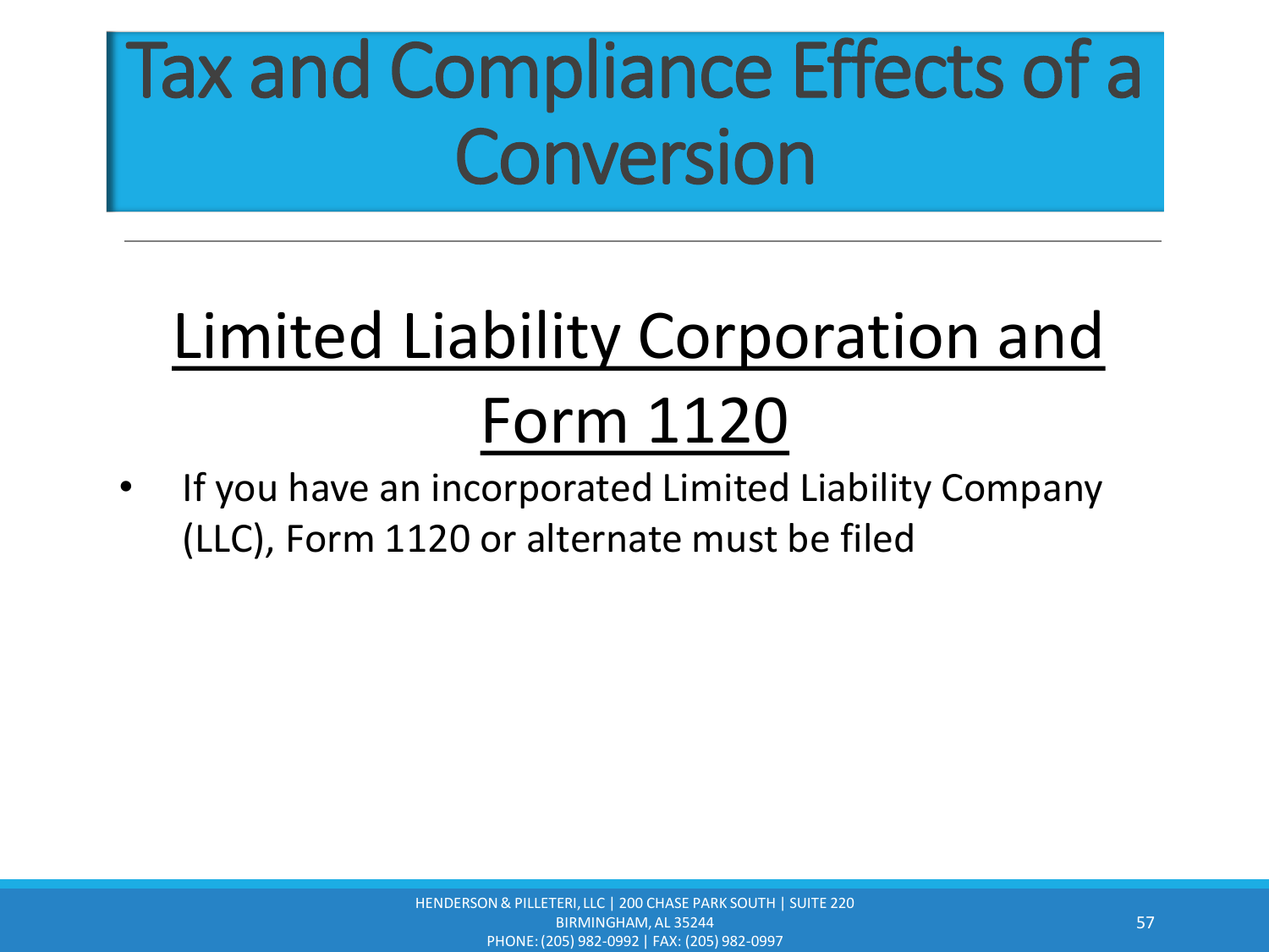# Tax and Compliance Effects of a Conversion

## Limited Liability Corporation and Form 1120

- If you have an incorporated Limited Liability Company (LLC), Form 1120 or alternate must be filed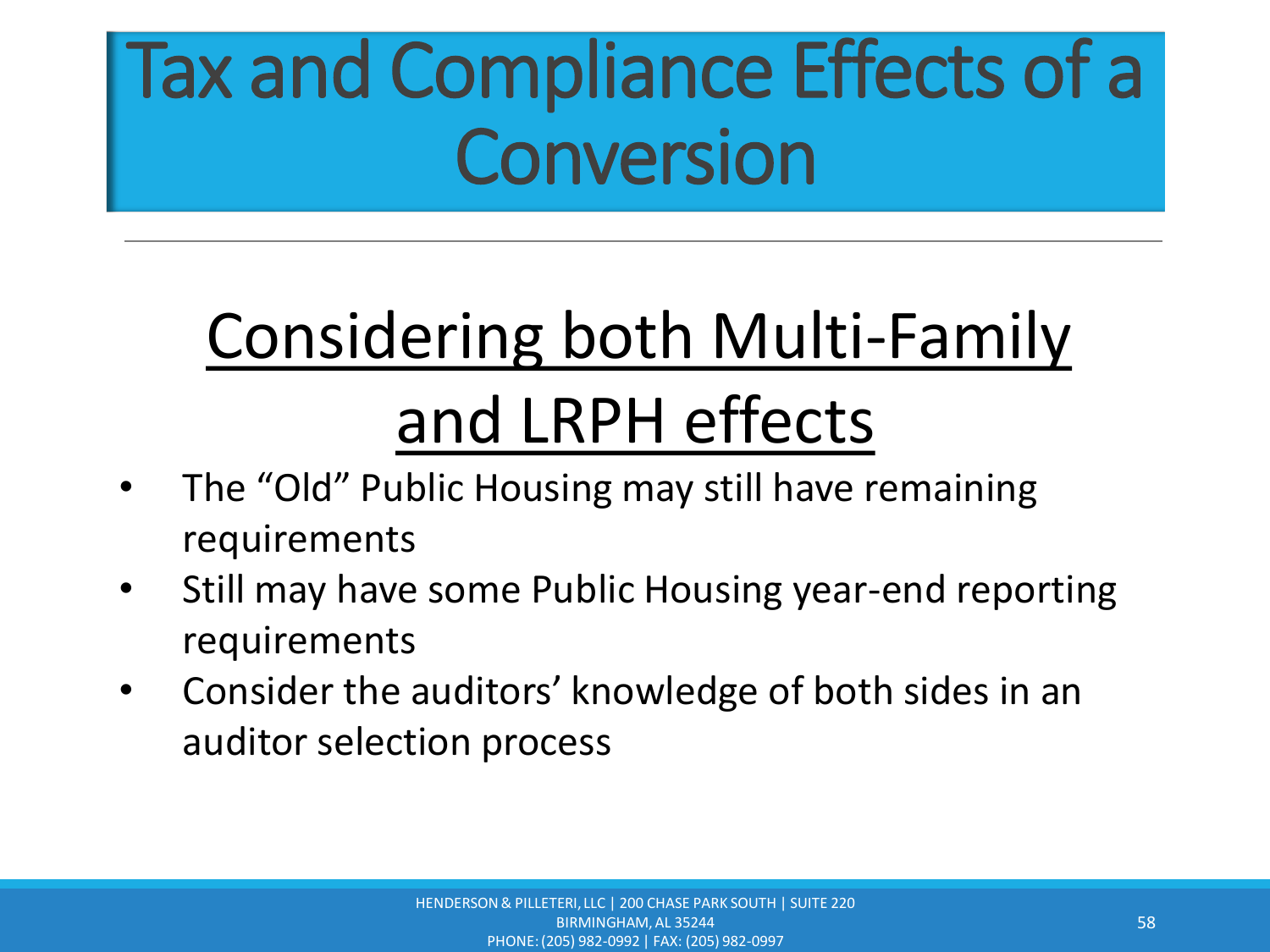# Tax and Compliance Effects of a Conversion

## Considering both Multi-Family and LRPH effects

- The “Old” Public Housing may still have remaining requirements
- Still may have some Public Housing year-end reporting requirements
- Consider the auditors’ knowledge of both sides in an auditor selection process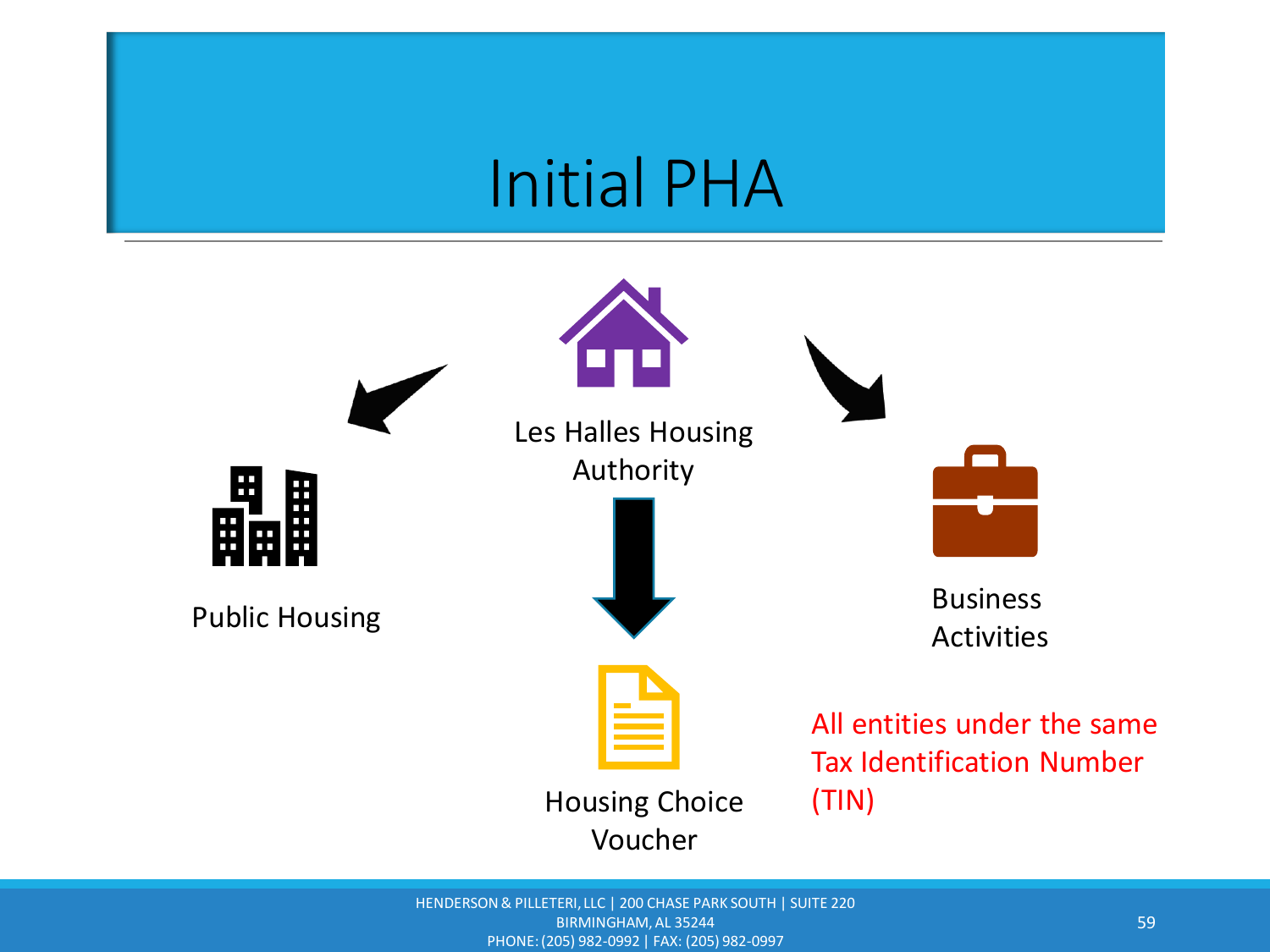# Initial PHA

Les Halles Housing Authority

Public Housing

Housing Choice Voucher

Business Activities

All entities under the same Tax Identification Number (TIN)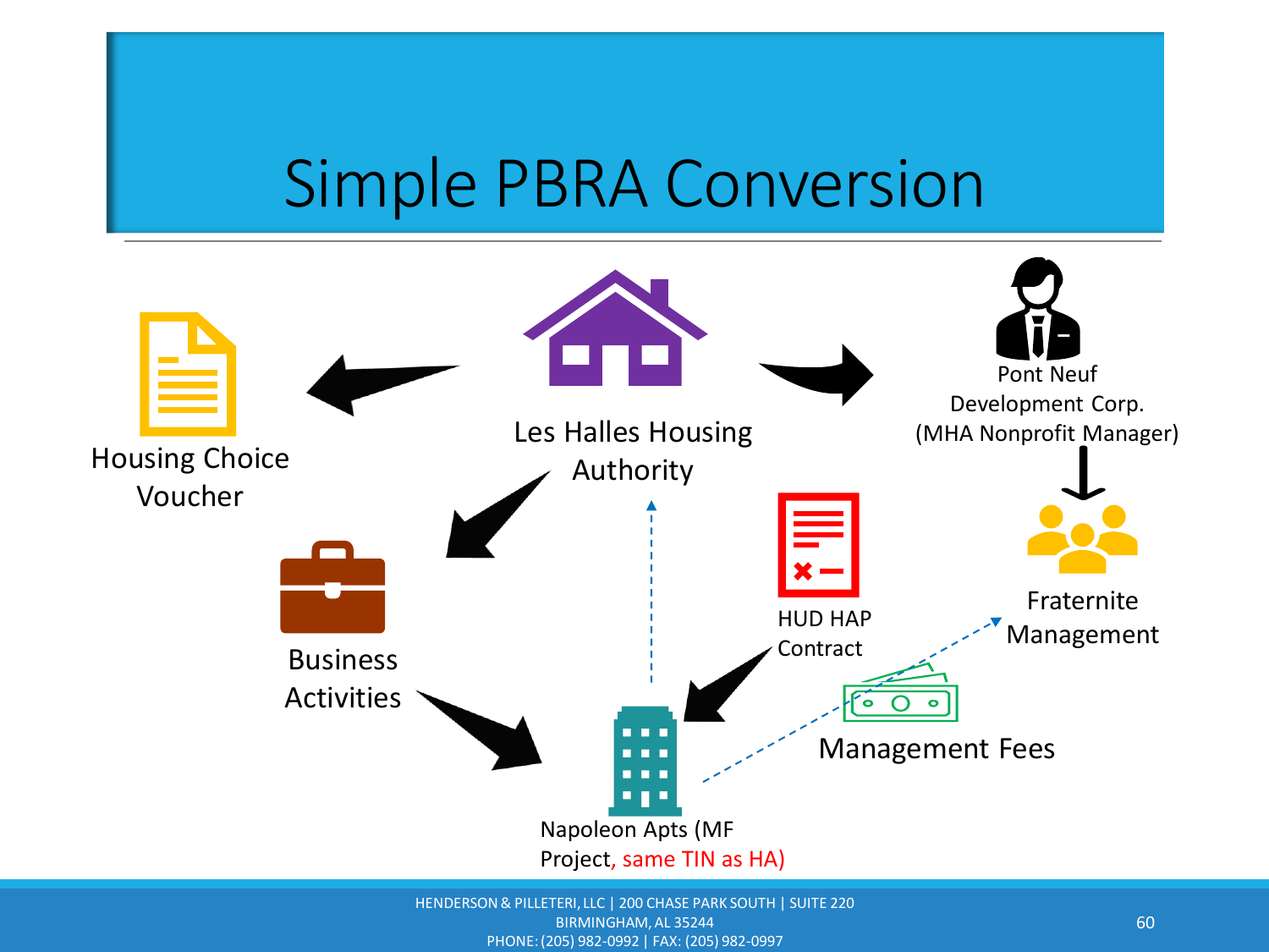# Simple PBRA Conversion

Housing Choice Voucher

Les Halles Housing Authority

Pont Neuf Development Corp. (MHA Nonprofit Manager)

Business Activities

HUD HAP Contract

Fraternite Management

Management Fees

Napoleon Apts (MF Project, same TIN as HA)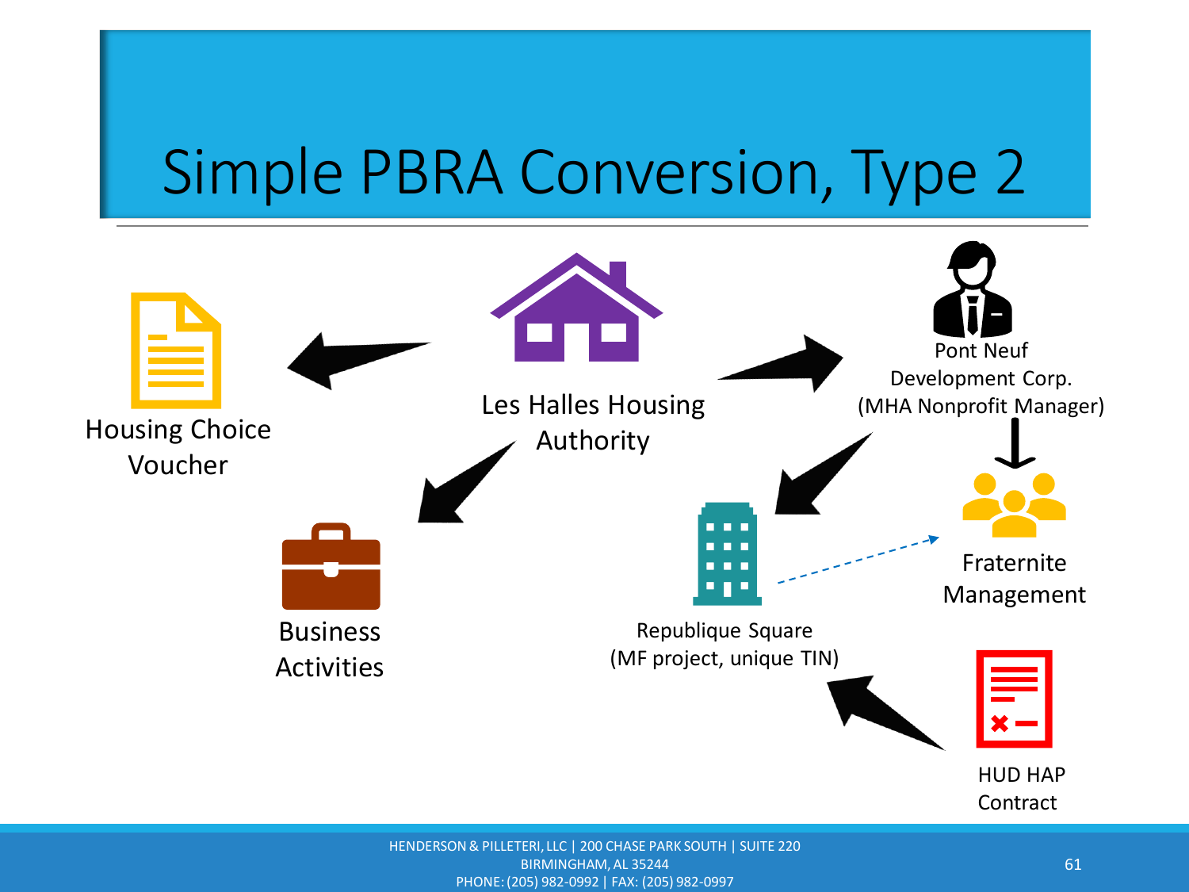# Simple PBRA Conversion, Type 2

Les Halles Housing Authority

Housing Choice Voucher

Business Activities

Pont Neuf Development Corp. (MHA Nonprofit Manager)

Fraternite Management

Republique Square (MF project, unique TIN)

HUD HAP Contract

HENDERSON & PILLETERI, LLC | 200 CHASE PARK SOUTH | SUITE 220
BIRMINGHAM, AL 35244
PHONE: (205) 982-0992 | FAX: (205) 982-0997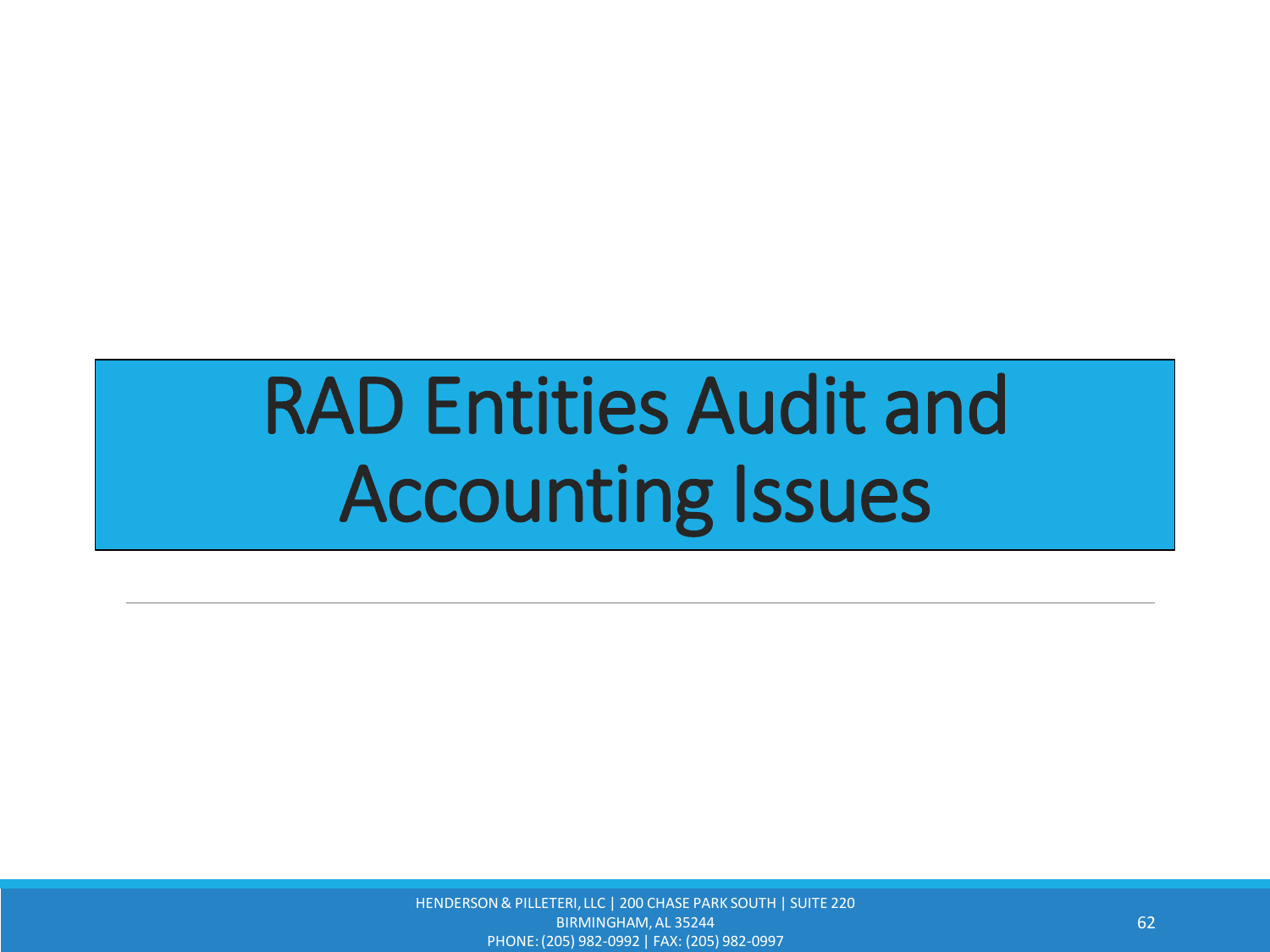# RAD Entities Audit and Accounting Issues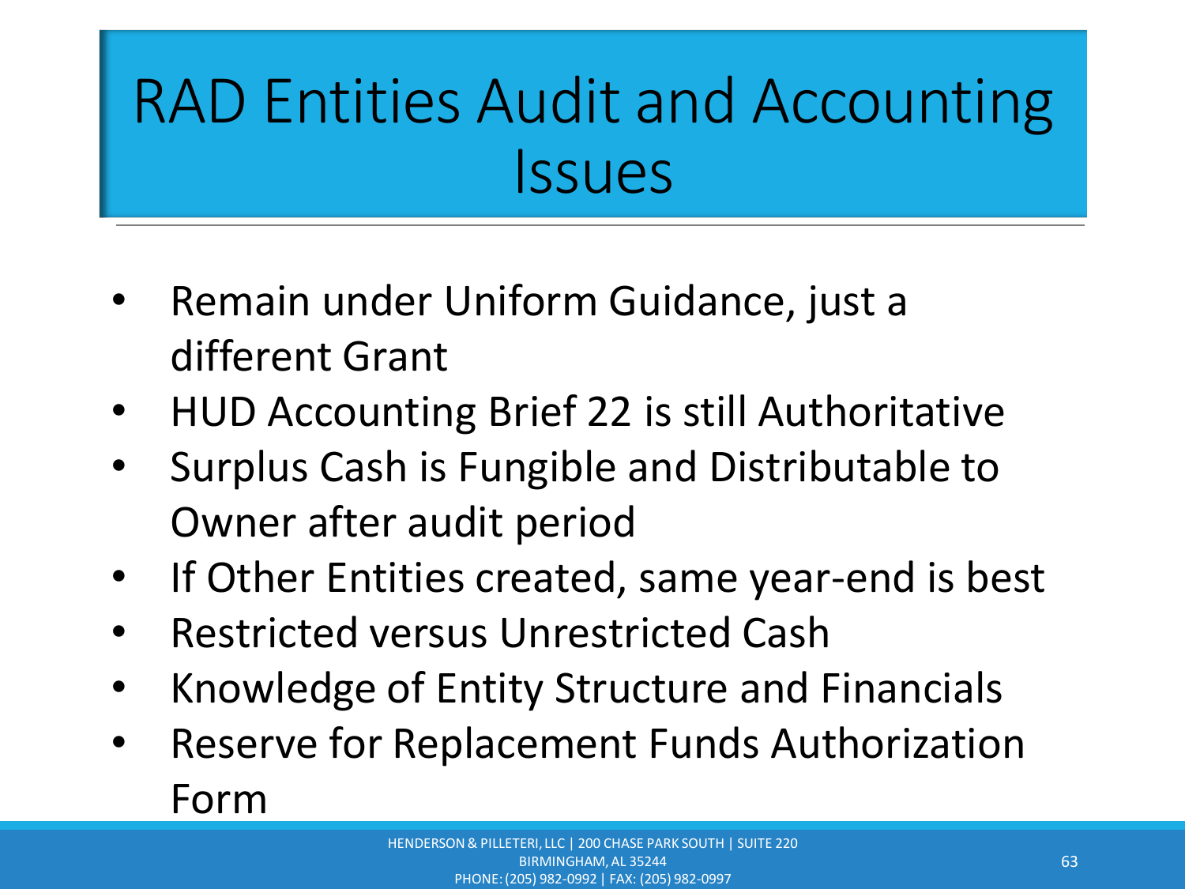# RAD Entities Audit and Accounting Issues

- Remain under Uniform Guidance, just a different Grant
- HUD Accounting Brief 22 is still Authoritative
- Surplus Cash is Fungible and Distributable to Owner after audit period
- If Other Entities created, same year-end is best
- Restricted versus Unrestricted Cash
- Knowledge of Entity Structure and Financials
- Reserve for Replacement Funds Authorization Form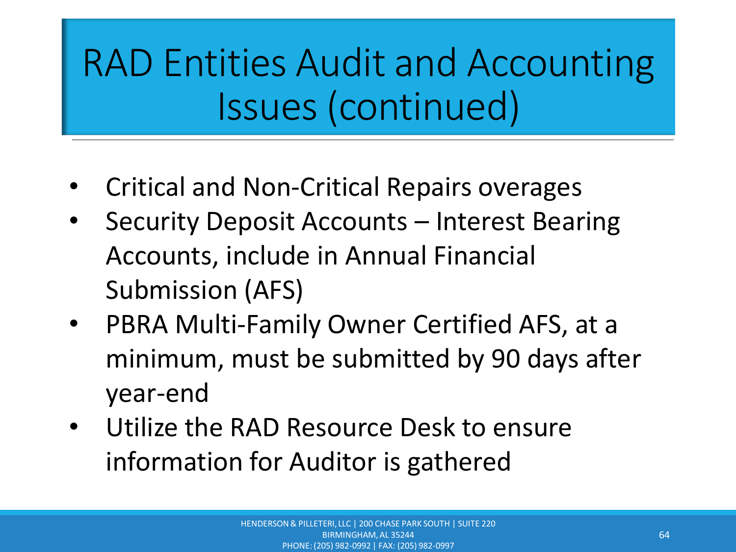# RAD Entities Audit and Accounting Issues (continued)

- Critical and Non-Critical Repairs overages
- Security Deposit Accounts – Interest Bearing Accounts, include in Annual Financial Submission (AFS)
- PBRA Multi-Family Owner Certified AFS, at a minimum, must be submitted by 90 days after year-end
- Utilize the RAD Resource Desk to ensure information for Auditor is gathered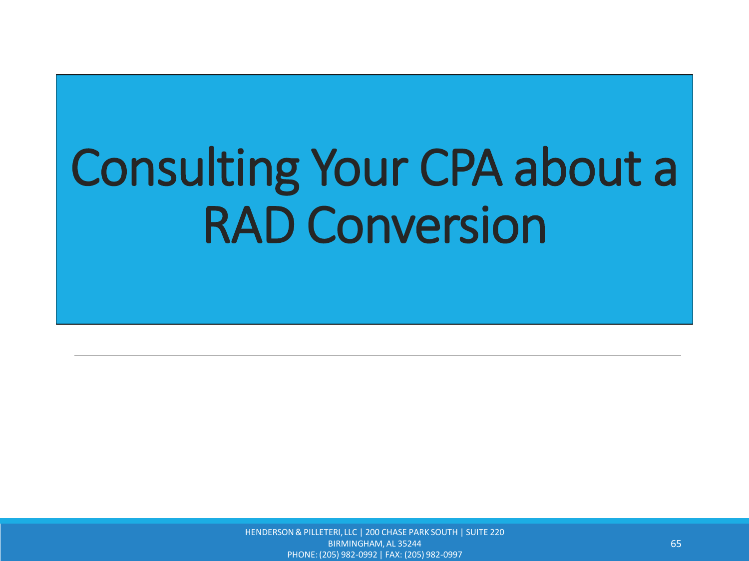# Consulting Your CPA about a RAD Conversion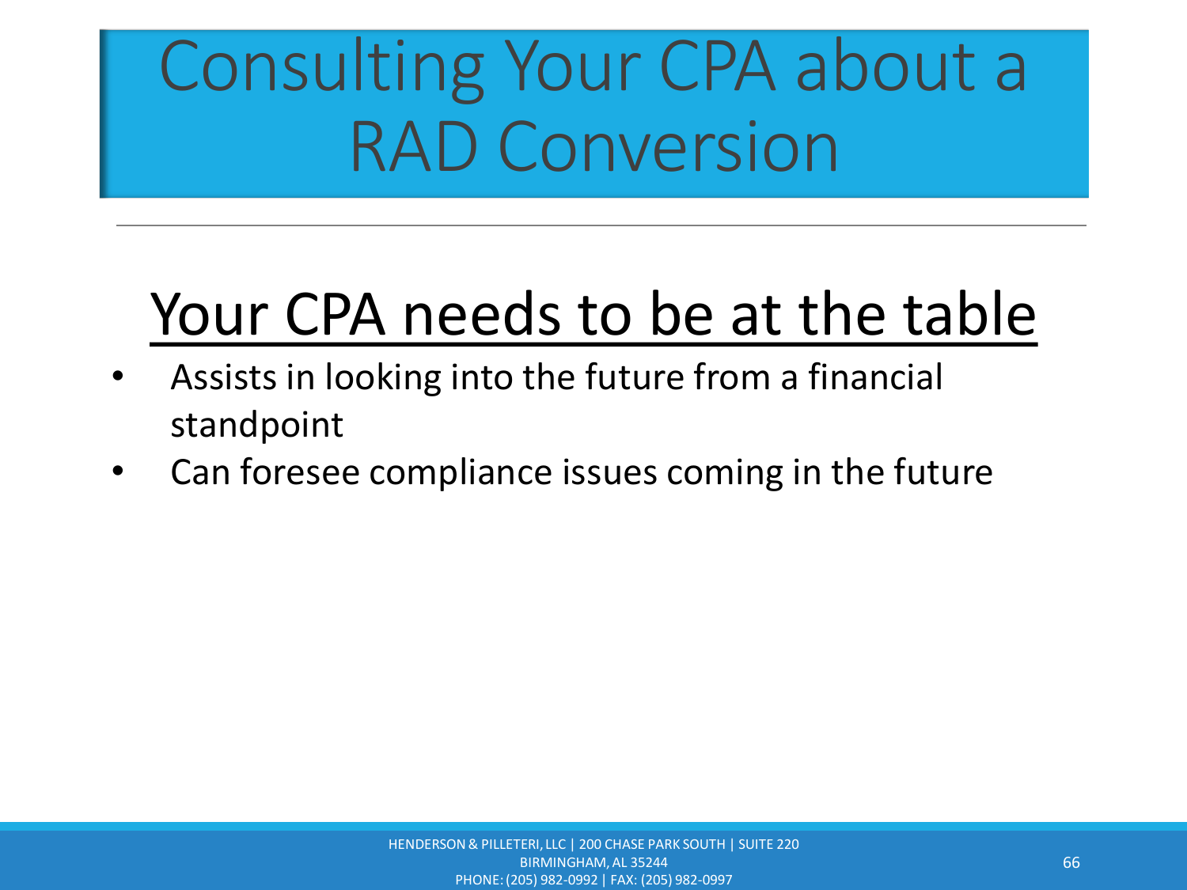# Consulting Your CPA about a RAD Conversion

## Your CPA needs to be at the table

- Assists in looking into the future from a financial standpoint
- Can foresee compliance issues coming in the future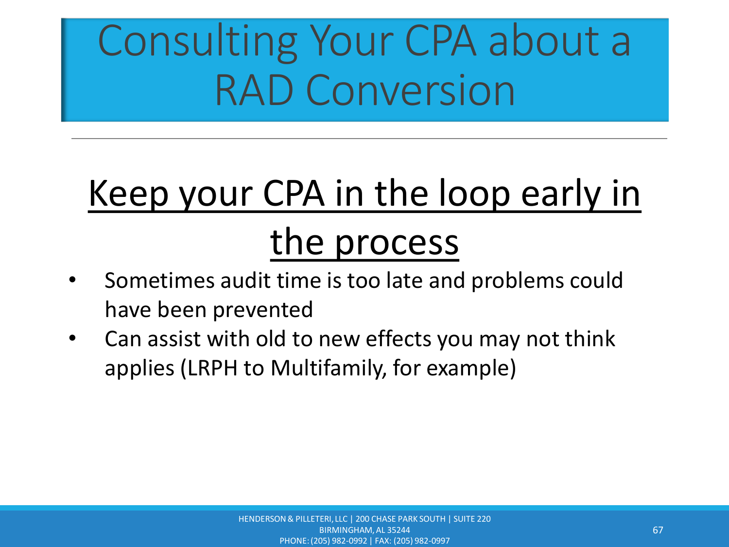# Consulting Your CPA about a RAD Conversion

## <u>Keep your CPA in the loop early in the process</u>

- Sometimes audit time is too late and problems could have been prevented
- Can assist with old to new effects you may not think applies (LRPH to Multifamily, for example)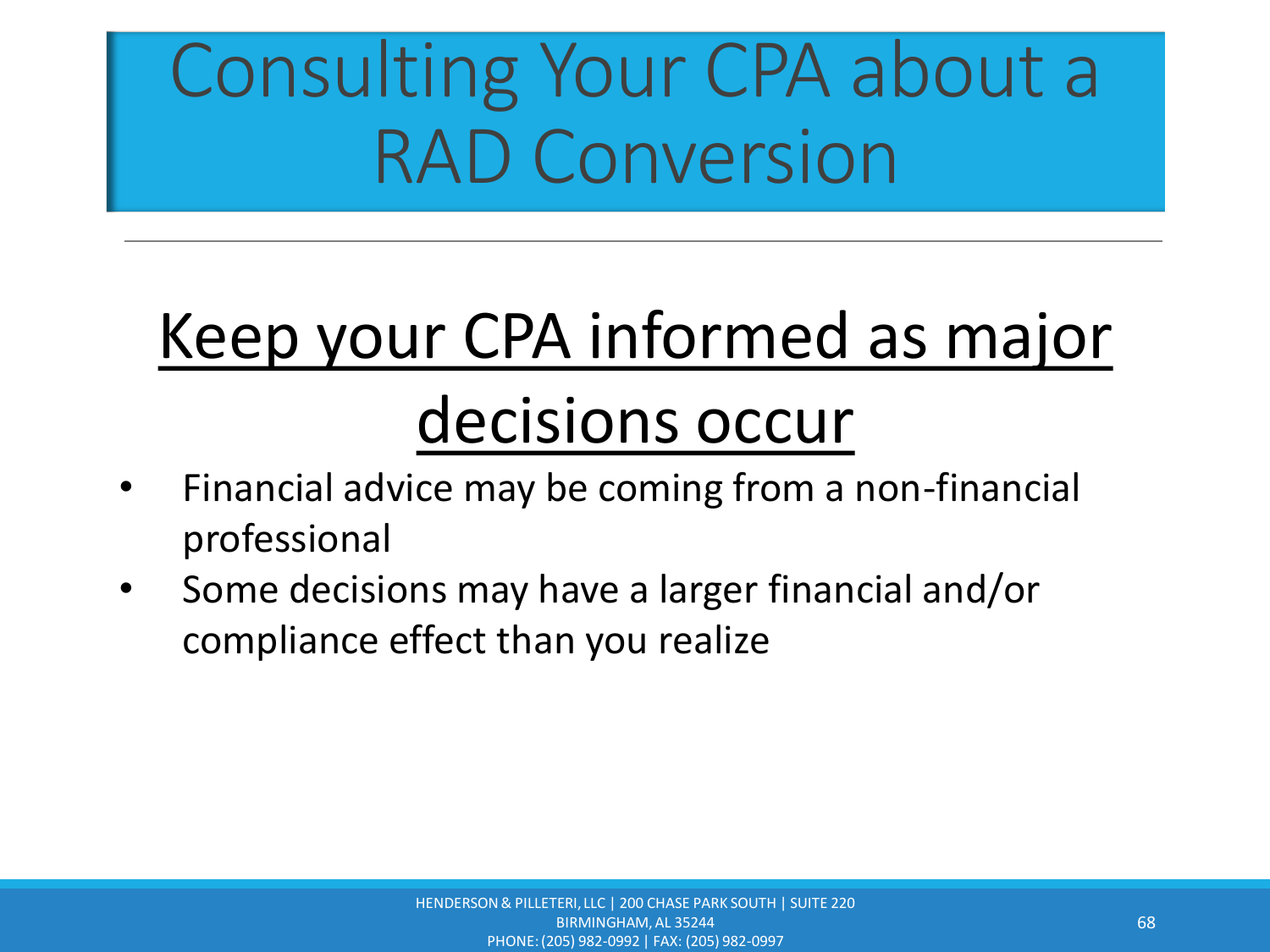# Consulting Your CPA about a RAD Conversion

## Keep your CPA informed as major decisions occur

- Financial advice may be coming from a non-financial professional
- Some decisions may have a larger financial and/or compliance effect than you realize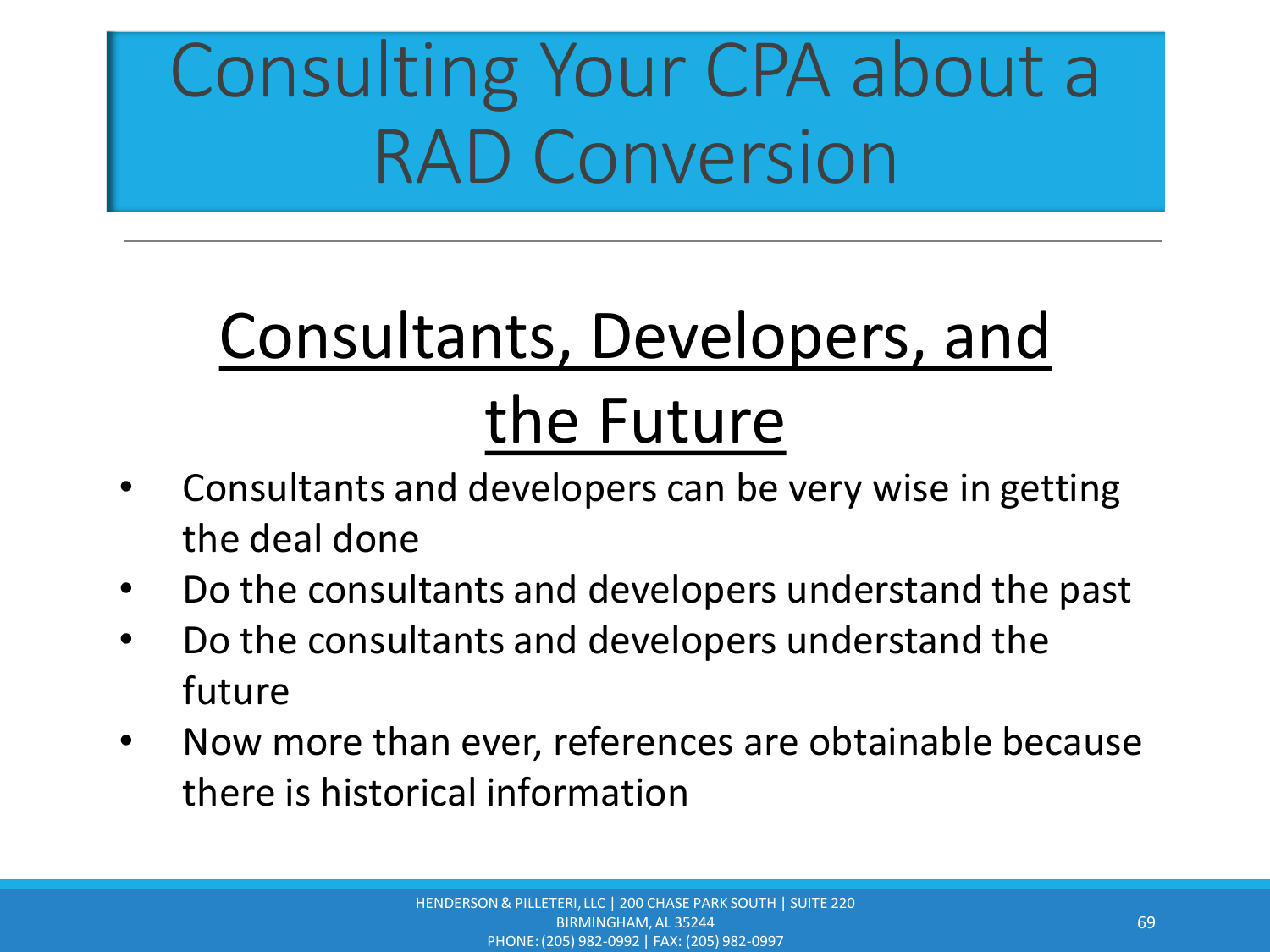# Consulting Your CPA about a RAD Conversion

## Consultants, Developers, and the Future

- Consultants and developers can be very wise in getting the deal done
- Do the consultants and developers understand the past
- Do the consultants and developers understand the future
- Now more than ever, references are obtainable because there is historical information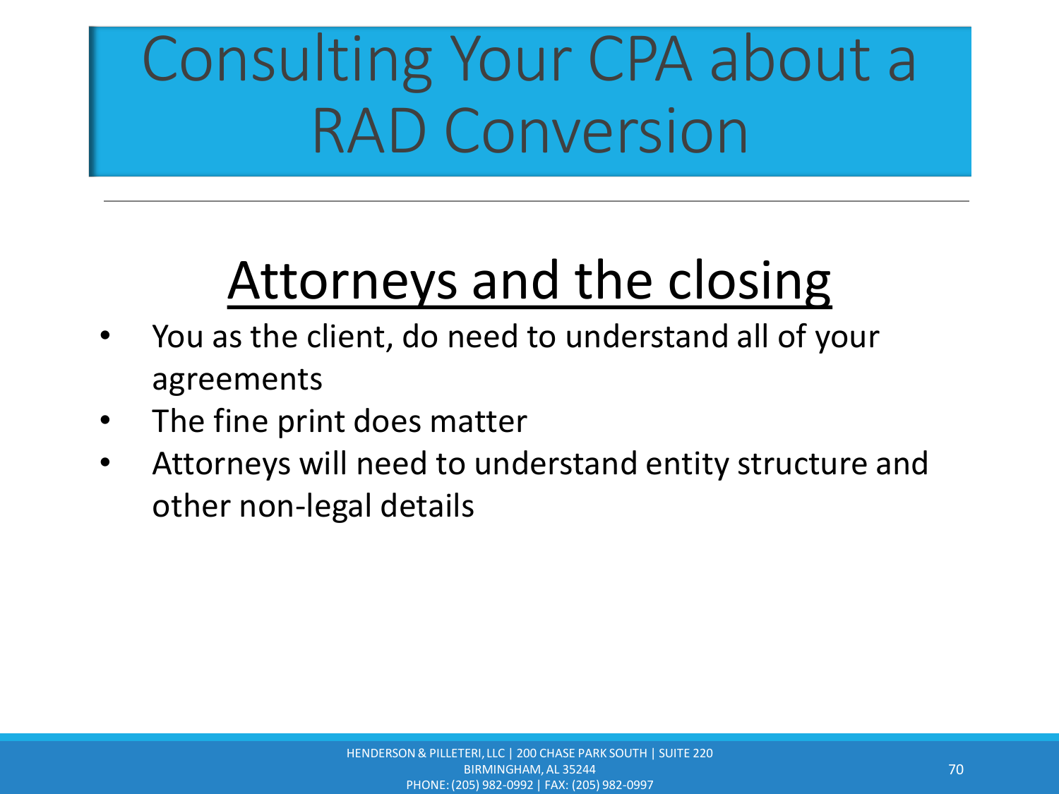# Consulting Your CPA about a RAD Conversion

## Attorneys and the closing

- You as the client, do need to understand all of your agreements
- The fine print does matter
- Attorneys will need to understand entity structure and other non-legal details